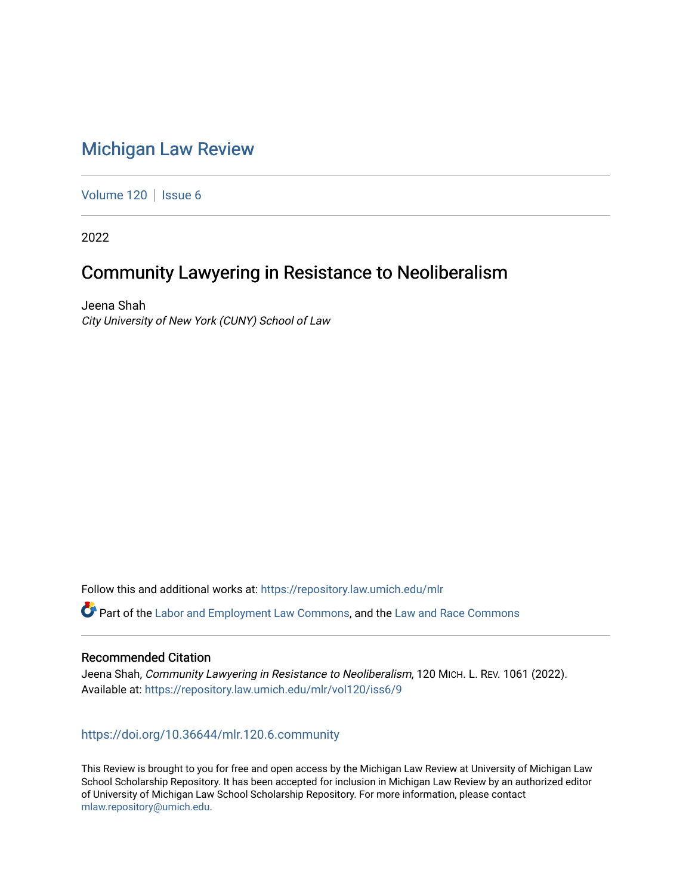# Michigan Law Review

Volume 120 | Issue 6

2022

## Community Lawyering in Resistance to Neoliberalism

Jeena Shah
*City University of New York (CUNY) School of Law*

Follow this and additional works at: https://repository.law.umich.edu/mlr

Part of the Labor and Employment Law Commons, and the Law and Race Commons

### Recommended Citation

Jeena Shah, *Community Lawyering in Resistance to Neoliberalism*, 120 MICH. L. REV. 1061 (2022).
Available at: https://repository.law.umich.edu/mlr/vol120/iss6/9

https://doi.org/10.36644/mlr.120.6.community

This Review is brought to you for free and open access by the Michigan Law Review at University of Michigan Law School Scholarship Repository. It has been accepted for inclusion in Michigan Law Review by an authorized editor of University of Michigan Law School Scholarship Repository. For more information, please contact mlaw.repository@umich.edu.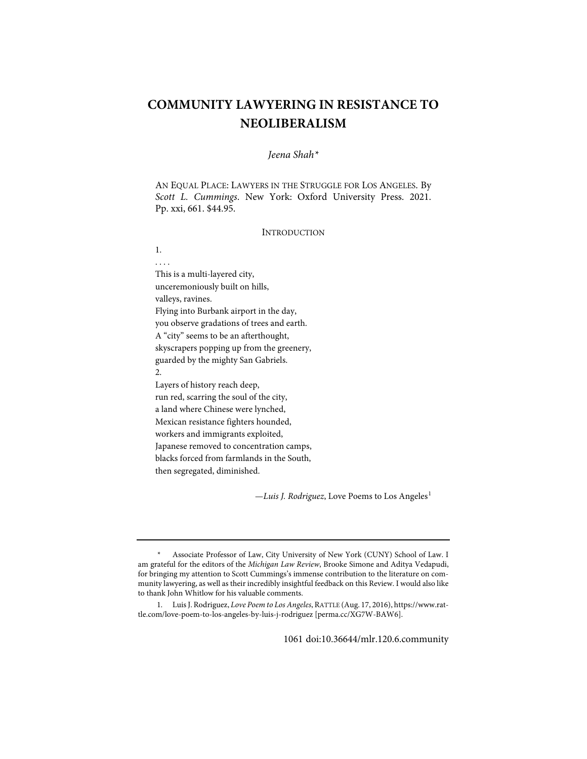# COMMUNITY LAWYERING IN RESISTANCE TO NEOLIBERALISM

*Jeena Shah**

AN EQUAL PLACE: LAWYERS IN THE STRUGGLE FOR LOS ANGELES. By *Scott L. Cummings*. New York: Oxford University Press. 2021. Pp. xxi, 661. $44.95.

## INTRODUCTION

1.
. . . .
This is a multi-layered city,
unceremoniously built on hills,
valleys, ravines.
Flying into Burbank airport in the day,
you observe gradations of trees and earth.
A "city" seems to be an afterthought,
skyscrapers popping up from the greenery,
guarded by the mighty San Gabriels.
2.
Layers of history reach deep,
run red, scarring the soul of the city,
a land where Chinese were lynched,
Mexican resistance fighters hounded,
workers and immigrants exploited,
Japanese removed to concentration camps,
blacks forced from farmlands in the South,
then segregated, diminished.

—*Luis J. Rodriguez*, Love Poems to Los Angeles[1]

---

\* Associate Professor of Law, City University of New York (CUNY) School of Law. I am grateful for the editors of the *Michigan Law Review*, Brooke Simone and Aditya Vedapudi, for bringing my attention to Scott Cummings's immense contribution to the literature on community lawyering, as well as their incredibly insightful feedback on this Review. I would also like to thank John Whitlow for his valuable comments.

1. Luis J. Rodriguez, *Love Poem to Los Angeles*, RATTLE (Aug. 17, 2016), https://www.rattle.com/love-poem-to-los-angeles-by-luis-j-rodriguez [perma.cc/XG7W-BAW6].

doi:10.36644/mlr.120.6.community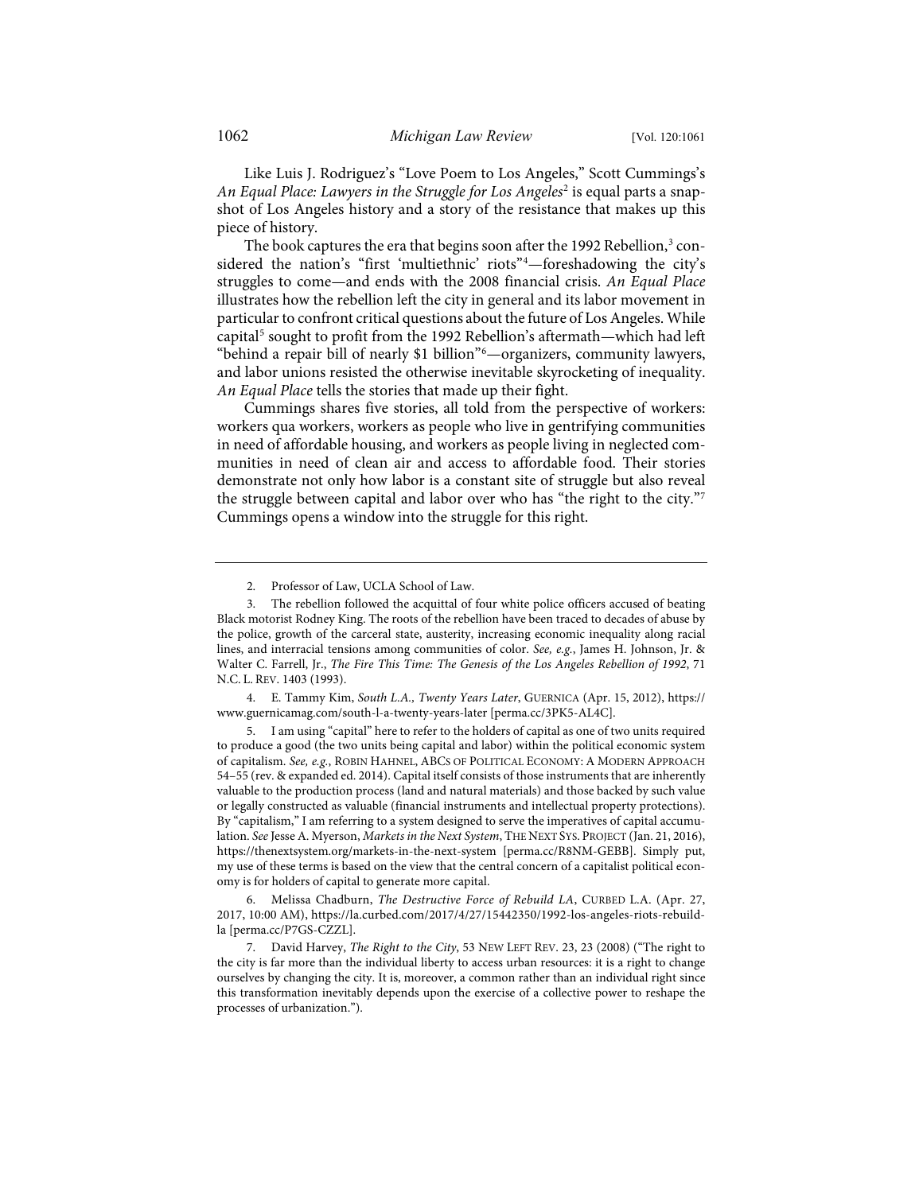Like Luis J. Rodriguez's "Love Poem to Los Angeles," Scott Cummings's *An Equal Place: Lawyers in the Struggle for Los Angeles*[2] is equal parts a snapshot of Los Angeles history and a story of the resistance that makes up this piece of history.

The book captures the era that begins soon after the 1992 Rebellion,[3] considered the nation's "first 'multiethnic' riots"[4]—foreshadowing the city's struggles to come—and ends with the 2008 financial crisis. *An Equal Place* illustrates how the rebellion left the city in general and its labor movement in particular to confront critical questions about the future of Los Angeles. While capital[5] sought to profit from the 1992 Rebellion's aftermath—which had left "behind a repair bill of nearly $1 billion"[6]—organizers, community lawyers, and labor unions resisted the otherwise inevitable skyrocketing of inequality. *An Equal Place* tells the stories that made up their fight.

Cummings shares five stories, all told from the perspective of workers: workers qua workers, workers as people who live in gentrifying communities in need of affordable housing, and workers as people living in neglected communities in need of clean air and access to affordable food. Their stories demonstrate not only how labor is a constant site of struggle but also reveal the struggle between capital and labor over who has "the right to the city."[7] Cummings opens a window into the struggle for this right.

---

2. Professor of Law, UCLA School of Law.

3. The rebellion followed the acquittal of four white police officers accused of beating Black motorist Rodney King. The roots of the rebellion have been traced to decades of abuse by the police, growth of the carceral state, austerity, increasing economic inequality along racial lines, and interracial tensions among communities of color. *See, e.g.*, James H. Johnson, Jr. & Walter C. Farrell, Jr., *The Fire This Time: The Genesis of the Los Angeles Rebellion of 1992*, 71 N.C. L. REV. 1403 (1993).

4. E. Tammy Kim, *South L.A., Twenty Years Later*, GUERNICA (Apr. 15, 2012), https://www.guernicamag.com/south-l-a-twenty-years-later [perma.cc/3PK5-AL4C].

5. I am using "capital" here to refer to the holders of capital as one of two units required to produce a good (the two units being capital and labor) within the political economic system of capitalism. *See, e.g.*, ROBIN HAHNEL, ABCS OF POLITICAL ECONOMY: A MODERN APPROACH 54–55 (rev. & expanded ed. 2014). Capital itself consists of those instruments that are inherently valuable to the production process (land and natural materials) and those backed by such value or legally constructed as valuable (financial instruments and intellectual property protections). By "capitalism," I am referring to a system designed to serve the imperatives of capital accumulation. *See* Jesse A. Myerson, *Markets in the Next System*, THE NEXT SYS. PROJECT (Jan. 21, 2016), https://thenextsystem.org/markets-in-the-next-system [perma.cc/R8NM-GEBB]. Simply put, my use of these terms is based on the view that the central concern of a capitalist political economy is for holders of capital to generate more capital.

6. Melissa Chadburn, *The Destructive Force of Rebuild LA*, CURBED L.A. (Apr. 27, 2017, 10:00 AM), https://la.curbed.com/2017/4/27/15442350/1992-los-angeles-riots-rebuild-la [perma.cc/P7GS-CZZL].

7. David Harvey, *The Right to the City*, 53 NEW LEFT REV. 23, 23 (2008) ("The right to the city is far more than the individual liberty to access urban resources: it is a right to change ourselves by changing the city. It is, moreover, a common rather than an individual right since this transformation inevitably depends upon the exercise of a collective power to reshape the processes of urbanization.").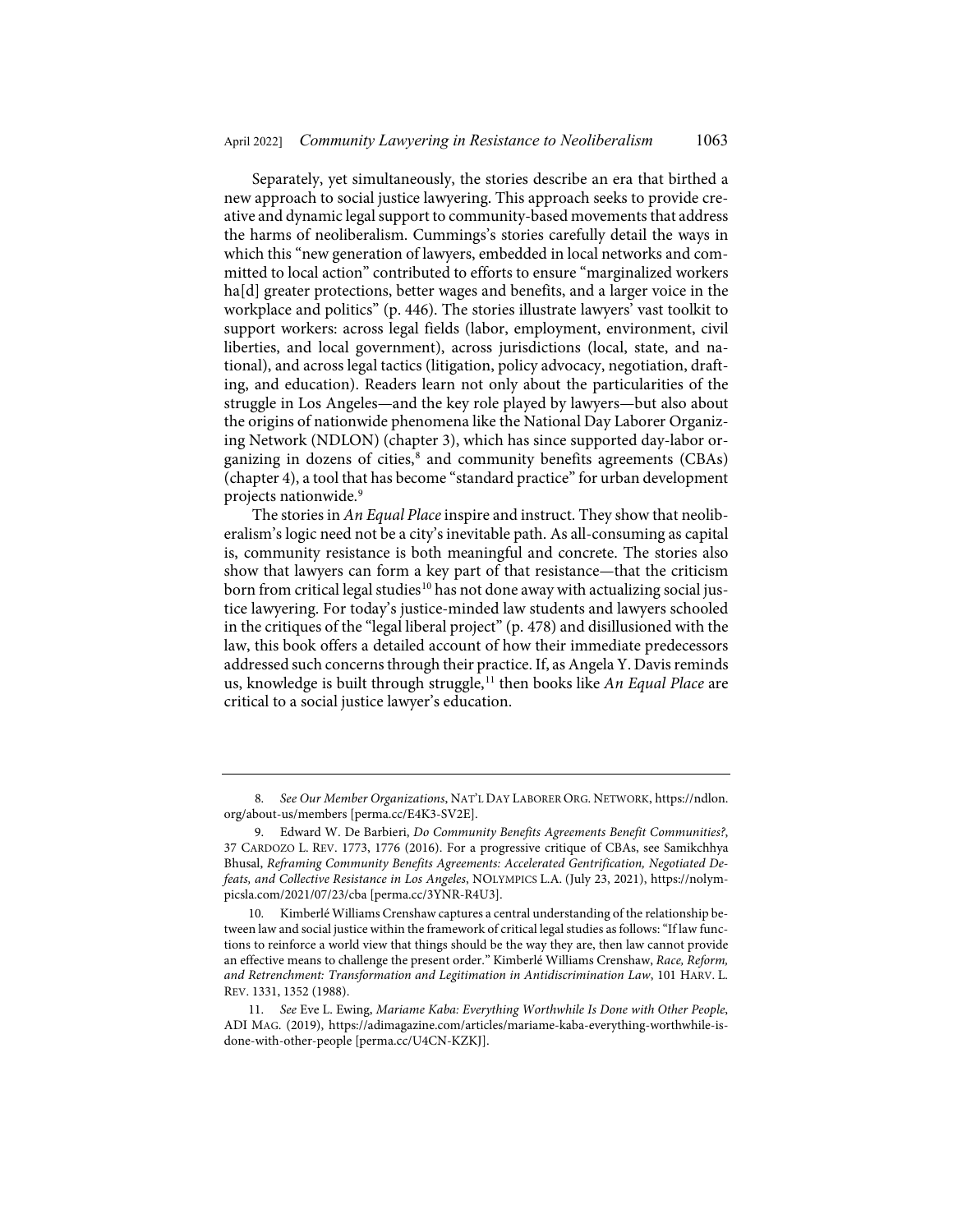Separately, yet simultaneously, the stories describe an era that birthed a new approach to social justice lawyering. This approach seeks to provide creative and dynamic legal support to community-based movements that address the harms of neoliberalism. Cummings's stories carefully detail the ways in which this "new generation of lawyers, embedded in local networks and committed to local action" contributed to efforts to ensure "marginalized workers ha[d] greater protections, better wages and benefits, and a larger voice in the workplace and politics" (p. 446). The stories illustrate lawyers' vast toolkit to support workers: across legal fields (labor, employment, environment, civil liberties, and local government), across jurisdictions (local, state, and national), and across legal tactics (litigation, policy advocacy, negotiation, drafting, and education). Readers learn not only about the particularities of the struggle in Los Angeles—and the key role played by lawyers—but also about the origins of nationwide phenomena like the National Day Laborer Organizing Network (NDLON) (chapter 3), which has since supported day-labor organizing in dozens of cities,[8] and community benefits agreements (CBAs) (chapter 4), a tool that has become "standard practice" for urban development projects nationwide.[9]

The stories in *An Equal Place* inspire and instruct. They show that neoliberalism's logic need not be a city's inevitable path. As all-consuming as capital is, community resistance is both meaningful and concrete. The stories also show that lawyers can form a key part of that resistance—that the criticism born from critical legal studies[10] has not done away with actualizing social justice lawyering. For today's justice-minded law students and lawyers schooled in the critiques of the "legal liberal project" (p. 478) and disillusioned with the law, this book offers a detailed account of how their immediate predecessors addressed such concerns through their practice. If, as Angela Y. Davis reminds us, knowledge is built through struggle,[11] then books like *An Equal Place* are critical to a social justice lawyer's education.

---

8. *See Our Member Organizations*, NAT'L DAY LABORER ORG. NETWORK, https://ndlon.org/about-us/members [perma.cc/E4K3-SV2E].

9. Edward W. De Barbieri, *Do Community Benefits Agreements Benefit Communities?*, 37 CARDOZO L. REV. 1773, 1776 (2016). For a progressive critique of CBAs, see Samikchhya Bhusal, *Reframing Community Benefits Agreements: Accelerated Gentrification, Negotiated Defeats, and Collective Resistance in Los Angeles*, NOLYMPICS L.A. (July 23, 2021), https://nolympicsla.com/2021/07/23/cba [perma.cc/3YNR-R4U3].

10. Kimberlé Williams Crenshaw captures a central understanding of the relationship between law and social justice within the framework of critical legal studies as follows: "If law functions to reinforce a world view that things should be the way they are, then law cannot provide an effective means to challenge the present order." Kimberlé Williams Crenshaw, *Race, Reform, and Retrenchment: Transformation and Legitimation in Antidiscrimination Law*, 101 HARV. L. REV. 1331, 1352 (1988).

11. *See* Eve L. Ewing, *Mariame Kaba: Everything Worthwhile Is Done with Other People*, ADI MAG. (2019), https://adimagazine.com/articles/mariame-kaba-everything-worthwhile-is-done-with-other-people [perma.cc/U4CN-KZKJ].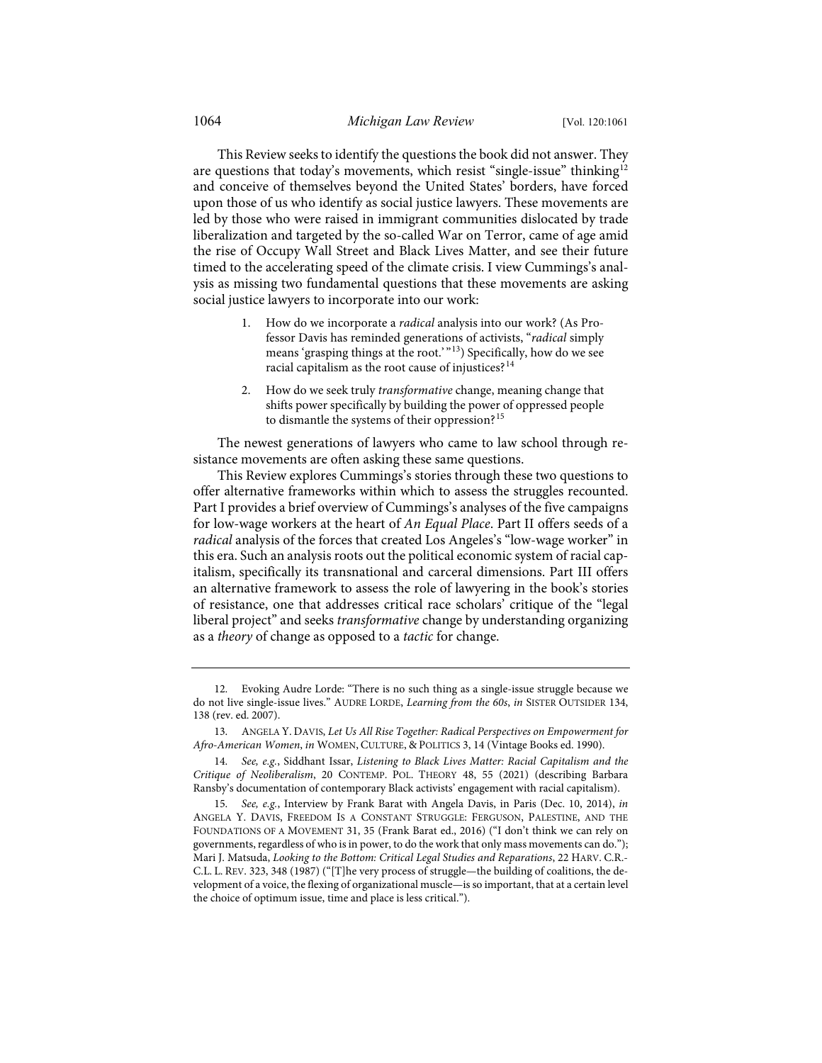This Review seeks to identify the questions the book did not answer. They are questions that today's movements, which resist "single-issue" thinking[12] and conceive of themselves beyond the United States' borders, have forced upon those of us who identify as social justice lawyers. These movements are led by those who were raised in immigrant communities dislocated by trade liberalization and targeted by the so-called War on Terror, came of age amid the rise of Occupy Wall Street and Black Lives Matter, and see their future timed to the accelerating speed of the climate crisis. I view Cummings's analysis as missing two fundamental questions that these movements are asking social justice lawyers to incorporate into our work:

1. How do we incorporate a *radical* analysis into our work? (As Professor Davis has reminded generations of activists, "*radical* simply means 'grasping things at the root.'"[13]) Specifically, how do we see racial capitalism as the root cause of injustices?[14]
2. How do we seek truly *transformative* change, meaning change that shifts power specifically by building the power of oppressed people to dismantle the systems of their oppression?[15]

The newest generations of lawyers who came to law school through resistance movements are often asking these same questions.

This Review explores Cummings's stories through these two questions to offer alternative frameworks within which to assess the struggles recounted. Part I provides a brief overview of Cummings's analyses of the five campaigns for low-wage workers at the heart of *An Equal Place*. Part II offers seeds of a *radical* analysis of the forces that created Los Angeles's "low-wage worker" in this era. Such an analysis roots out the political economic system of racial capitalism, specifically its transnational and carceral dimensions. Part III offers an alternative framework to assess the role of lawyering in the book's stories of resistance, one that addresses critical race scholars' critique of the "legal liberal project" and seeks *transformative* change by understanding organizing as a *theory* of change as opposed to a *tactic* for change.

---

12. Evoking Audre Lorde: "There is no such thing as a single-issue struggle because we do not live single-issue lives." AUDRE LORDE, *Learning from the 60s*, *in* SISTER OUTSIDER 134, 138 (rev. ed. 2007).

13. ANGELA Y. DAVIS, *Let Us All Rise Together: Radical Perspectives on Empowerment for Afro-American Women*, *in* WOMEN, CULTURE, & POLITICS 3, 14 (Vintage Books ed. 1990).

14. *See, e.g.*, Siddhant Issar, *Listening to Black Lives Matter: Racial Capitalism and the Critique of Neoliberalism*, 20 CONTEMP. POL. THEORY 48, 55 (2021) (describing Barbara Ransby's documentation of contemporary Black activists' engagement with racial capitalism).

15. *See, e.g.*, Interview by Frank Barat with Angela Davis, in Paris (Dec. 10, 2014), *in* ANGELA Y. DAVIS, FREEDOM IS A CONSTANT STRUGGLE: FERGUSON, PALESTINE, AND THE FOUNDATIONS OF A MOVEMENT 31, 35 (Frank Barat ed., 2016) ("I don't think we can rely on governments, regardless of who is in power, to do the work that only mass movements can do."); Mari J. Matsuda, *Looking to the Bottom: Critical Legal Studies and Reparations*, 22 HARV. C.R.-C.L. L. REV. 323, 348 (1987) ("[T]he very process of struggle—the building of coalitions, the development of a voice, the flexing of organizational muscle—is so important, that at a certain level the choice of optimum issue, time and place is less critical.").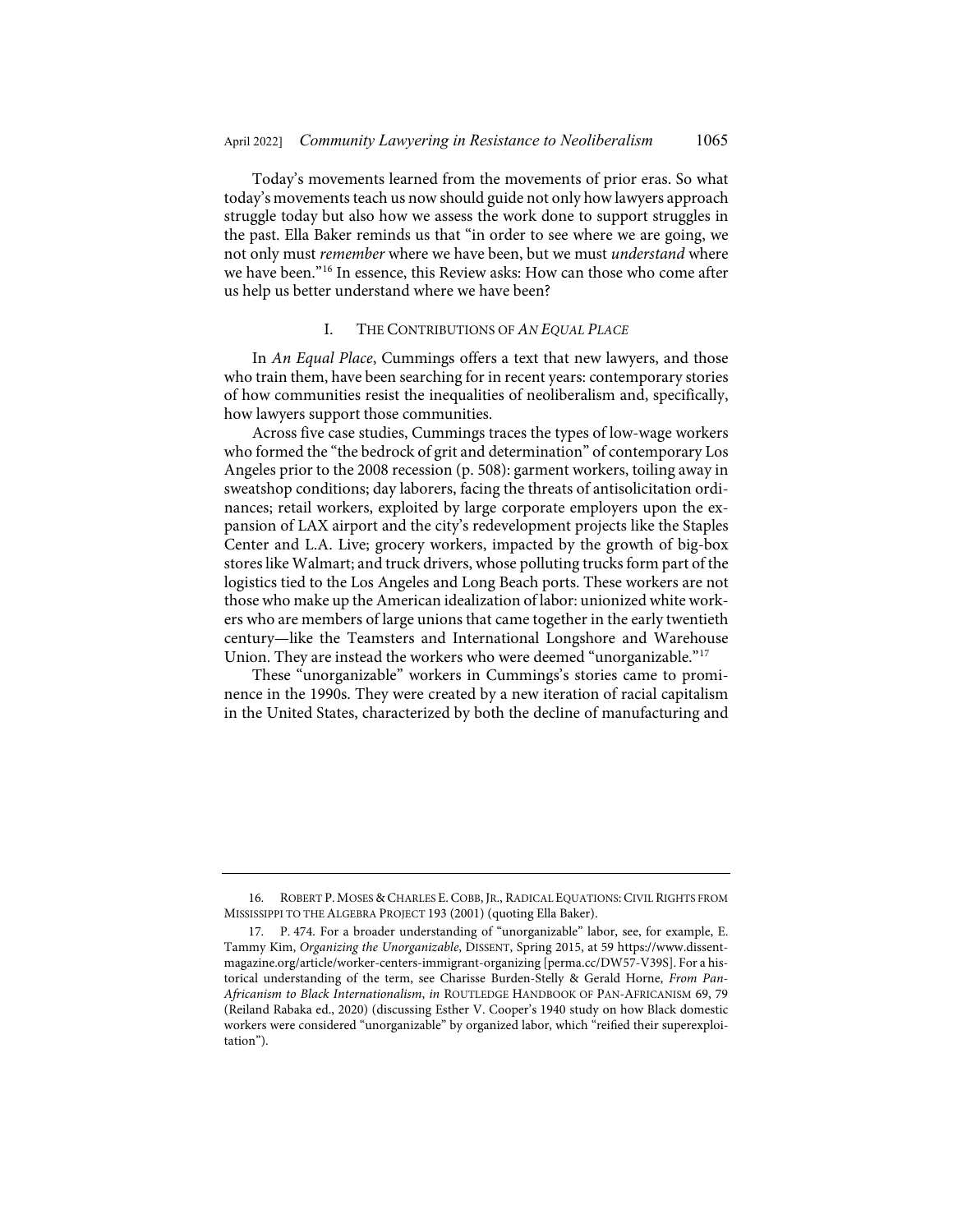Today's movements learned from the movements of prior eras. So what today's movements teach us now should guide not only how lawyers approach struggle today but also how we assess the work done to support struggles in the past. Ella Baker reminds us that "in order to see where we are going, we not only must *remember* where we have been, but we must *understand* where we have been."[16] In essence, this Review asks: How can those who come after us help us better understand where we have been?

## I. THE CONTRIBUTIONS OF *AN EQUAL PLACE*

In *An Equal Place*, Cummings offers a text that new lawyers, and those who train them, have been searching for in recent years: contemporary stories of how communities resist the inequalities of neoliberalism and, specifically, how lawyers support those communities.

Across five case studies, Cummings traces the types of low-wage workers who formed the "the bedrock of grit and determination" of contemporary Los Angeles prior to the 2008 recession (p. 508): garment workers, toiling away in sweatshop conditions; day laborers, facing the threats of antisolicitation ordinances; retail workers, exploited by large corporate employers upon the expansion of LAX airport and the city's redevelopment projects like the Staples Center and L.A. Live; grocery workers, impacted by the growth of big-box stores like Walmart; and truck drivers, whose polluting trucks form part of the logistics tied to the Los Angeles and Long Beach ports. These workers are not those who make up the American idealization of labor: unionized white workers who are members of large unions that came together in the early twentieth century—like the Teamsters and International Longshore and Warehouse Union. They are instead the workers who were deemed "unorganizable."[17]

These "unorganizable" workers in Cummings's stories came to prominence in the 1990s. They were created by a new iteration of racial capitalism in the United States, characterized by both the decline of manufacturing and

---

16. ROBERT P. MOSES & CHARLES E. COBB, JR., RADICAL EQUATIONS: CIVIL RIGHTS FROM MISSISSIPPI TO THE ALGEBRA PROJECT 193 (2001) (quoting Ella Baker).

17. P. 474. For a broader understanding of "unorganizable" labor, see, for example, E. Tammy Kim, *Organizing the Unorganizable*, DISSENT, Spring 2015, at 59 https://www.dissentmagazine.org/article/worker-centers-immigrant-organizing [perma.cc/DW57-V39S]. For a historical understanding of the term, see Charisse Burden-Stelly & Gerald Horne, *From Pan-Africanism to Black Internationalism*, *in* ROUTLEDGE HANDBOOK OF PAN-AFRICANISM 69, 79 (Reiland Rabaka ed., 2020) (discussing Esther V. Cooper's 1940 study on how Black domestic workers were considered "unorganizable" by organized labor, which "reified their superexploitation").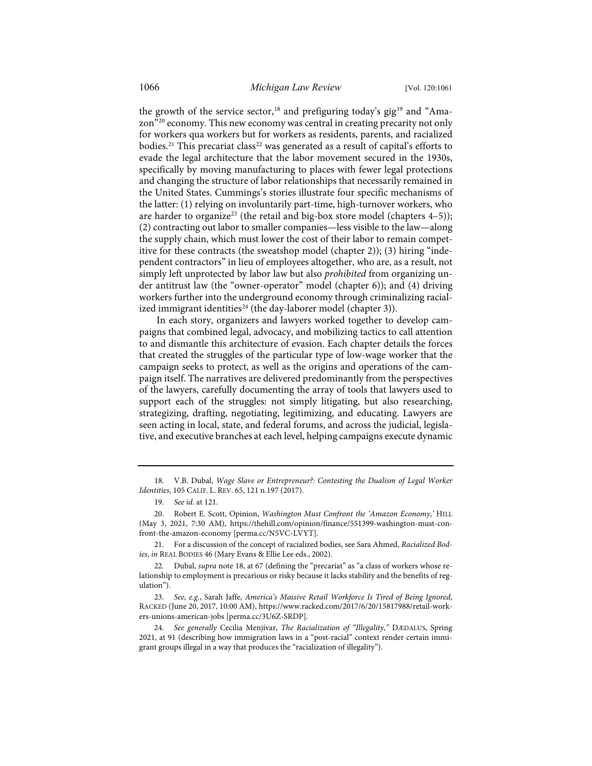the growth of the service sector,[18] and prefiguring today's gig[19] and "Amazon"[20] economy. This new economy was central in creating precarity not only for workers qua workers but for workers as residents, parents, and racialized bodies.[21] This precariat class[22] was generated as a result of capital's efforts to evade the legal architecture that the labor movement secured in the 1930s, specifically by moving manufacturing to places with fewer legal protections and changing the structure of labor relationships that necessarily remained in the United States. Cummings's stories illustrate four specific mechanisms of the latter: (1) relying on involuntarily part-time, high-turnover workers, who are harder to organize[23] (the retail and big-box store model (chapters 4–5)); (2) contracting out labor to smaller companies—less visible to the law—along the supply chain, which must lower the cost of their labor to remain competitive for these contracts (the sweatshop model (chapter 2)); (3) hiring "independent contractors" in lieu of employees altogether, who are, as a result, not simply left unprotected by labor law but also *prohibited* from organizing under antitrust law (the "owner-operator" model (chapter 6)); and (4) driving workers further into the underground economy through criminalizing racialized immigrant identities[24] (the day-laborer model (chapter 3)).

In each story, organizers and lawyers worked together to develop campaigns that combined legal, advocacy, and mobilizing tactics to call attention to and dismantle this architecture of evasion. Each chapter details the forces that created the struggles of the particular type of low-wage worker that the campaign seeks to protect, as well as the origins and operations of the campaign itself. The narratives are delivered predominantly from the perspectives of the lawyers, carefully documenting the array of tools that lawyers used to support each of the struggles: not simply litigating, but also researching, strategizing, drafting, negotiating, legitimizing, and educating. Lawyers are seen acting in local, state, and federal forums, and across the judicial, legislative, and executive branches at each level, helping campaigns execute dynamic

---

18. V.B. Dubal, *Wage Slave or Entrepreneur?: Contesting the Dualism of Legal Worker Identities*, 105 CALIF. L. REV. 65, 121 n.197 (2017).

19. *See id.* at 121.

20. Robert E. Scott, Opinion, *Washington Must Confront the 'Amazon Economy,'* HILL (May 3, 2021, 7:30 AM), https://thehill.com/opinion/finance/551399-washington-must-confront-the-amazon-economy [perma.cc/N5VC-LVYT].

21. For a discussion of the concept of racialized bodies, see Sara Ahmed, *Racialized Bodies*, *in* REAL BODIES 46 (Mary Evans & Ellie Lee eds., 2002).

22. Dubal, *supra* note 18, at 67 (defining the "precariat" as "a class of workers whose relationship to employment is precarious or risky because it lacks stability and the benefits of regulation").

23. *See, e.g.*, Sarah Jaffe, *America's Massive Retail Workforce Is Tired of Being Ignored*, RACKED (June 20, 2017, 10:00 AM), https://www.racked.com/2017/6/20/15817988/retail-workers-unions-american-jobs [perma.cc/3U6Z-SRDP].

24. *See generally* Cecilia Menjívar, *The Racialization of "Illegality,"* DÆDALUS, Spring 2021, at 91 (describing how immigration laws in a "post-racial" context render certain immigrant groups illegal in a way that produces the "racialization of illegality").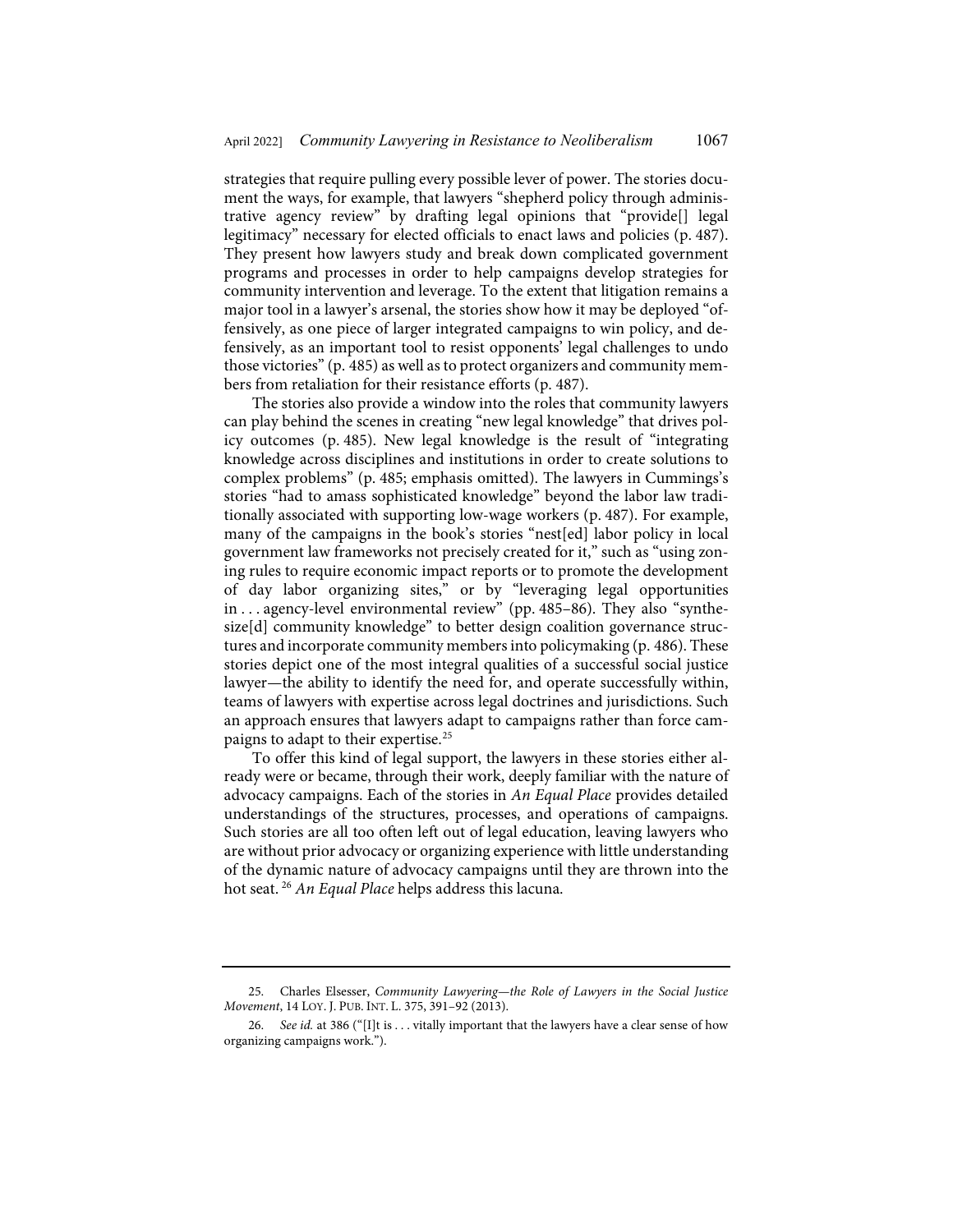strategies that require pulling every possible lever of power. The stories document the ways, for example, that lawyers "shepherd policy through administrative agency review" by drafting legal opinions that "provide[] legal legitimacy" necessary for elected officials to enact laws and policies (p. 487). They present how lawyers study and break down complicated government programs and processes in order to help campaigns develop strategies for community intervention and leverage. To the extent that litigation remains a major tool in a lawyer's arsenal, the stories show how it may be deployed "offensively, as one piece of larger integrated campaigns to win policy, and defensively, as an important tool to resist opponents' legal challenges to undo those victories" (p. 485) as well as to protect organizers and community members from retaliation for their resistance efforts (p. 487).

The stories also provide a window into the roles that community lawyers can play behind the scenes in creating "new legal knowledge" that drives policy outcomes (p. 485). New legal knowledge is the result of "integrating knowledge across disciplines and institutions in order to create solutions to complex problems" (p. 485; emphasis omitted). The lawyers in Cummings's stories "had to amass sophisticated knowledge" beyond the labor law traditionally associated with supporting low-wage workers (p. 487). For example, many of the campaigns in the book's stories "nest[ed] labor policy in local government law frameworks not precisely created for it," such as "using zoning rules to require economic impact reports or to promote the development of day labor organizing sites," or by "leveraging legal opportunities in . . . agency-level environmental review" (pp. 485–86). They also "synthesize[d] community knowledge" to better design coalition governance structures and incorporate community members into policymaking (p. 486). These stories depict one of the most integral qualities of a successful social justice lawyer—the ability to identify the need for, and operate successfully within, teams of lawyers with expertise across legal doctrines and jurisdictions. Such an approach ensures that lawyers adapt to campaigns rather than force campaigns to adapt to their expertise.[25]

To offer this kind of legal support, the lawyers in these stories either already were or became, through their work, deeply familiar with the nature of advocacy campaigns. Each of the stories in *An Equal Place* provides detailed understandings of the structures, processes, and operations of campaigns. Such stories are all too often left out of legal education, leaving lawyers who are without prior advocacy or organizing experience with little understanding of the dynamic nature of advocacy campaigns until they are thrown into the hot seat.[26] *An Equal Place* helps address this lacuna.

---

25. Charles Elsesser, *Community Lawyering—the Role of Lawyers in the Social Justice Movement*, 14 LOY. J. PUB. INT. L. 375, 391–92 (2013).

26. *See id.* at 386 ("[I]t is . . . vitally important that the lawyers have a clear sense of how organizing campaigns work.").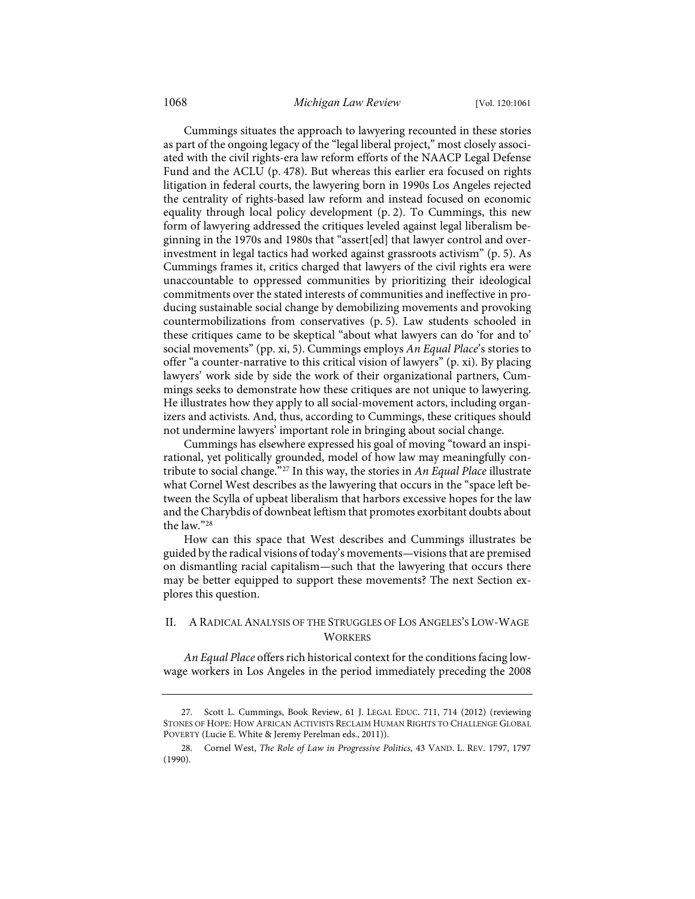Cummings situates the approach to lawyering recounted in these stories as part of the ongoing legacy of the "legal liberal project," most closely associated with the civil rights-era law reform efforts of the NAACP Legal Defense Fund and the ACLU (p. 478). But whereas this earlier era focused on rights litigation in federal courts, the lawyering born in 1990s Los Angeles rejected the centrality of rights-based law reform and instead focused on economic equality through local policy development (p. 2). To Cummings, this new form of lawyering addressed the critiques leveled against legal liberalism beginning in the 1970s and 1980s that "assert[ed] that lawyer control and over-investment in legal tactics had worked against grassroots activism" (p. 5). As Cummings frames it, critics charged that lawyers of the civil rights era were unaccountable to oppressed communities by prioritizing their ideological commitments over the stated interests of communities and ineffective in producing sustainable social change by demobilizing movements and provoking countermobilizations from conservatives (p. 5). Law students schooled in these critiques came to be skeptical "about what lawyers can do 'for and to' social movements" (pp. xi, 5). Cummings employs *An Equal Place*'s stories to offer "a counter-narrative to this critical vision of lawyers" (p. xi). By placing lawyers' work side by side the work of their organizational partners, Cummings seeks to demonstrate how these critiques are not unique to lawyering. He illustrates how they apply to all social-movement actors, including organizers and activists. And, thus, according to Cummings, these critiques should not undermine lawyers' important role in bringing about social change.

Cummings has elsewhere expressed his goal of moving "toward an inspirational, yet politically grounded, model of how law may meaningfully contribute to social change."[27] In this way, the stories in *An Equal Place* illustrate what Cornel West describes as the lawyering that occurs in the "space left between the Scylla of upbeat liberalism that harbors excessive hopes for the law and the Charybdis of downbeat leftism that promotes exorbitant doubts about the law."[28]

How can this space that West describes and Cummings illustrates be guided by the radical visions of today's movements—visions that are premised on dismantling racial capitalism—such that the lawyering that occurs there may be better equipped to support these movements? The next Section explores this question.

## II. A Radical Analysis of the Struggles of Los Angeles's Low-Wage Workers

*An Equal Place* offers rich historical context for the conditions facing low-wage workers in Los Angeles in the period immediately preceding the 2008

---

27. Scott L. Cummings, Book Review, 61 J. LEGAL EDUC. 711, 714 (2012) (reviewing STONES OF HOPE: HOW AFRICAN ACTIVISTS RECLAIM HUMAN RIGHTS TO CHALLENGE GLOBAL POVERTY (Lucie E. White & Jeremy Perelman eds., 2011)).

28. Cornel West, *The Role of Law in Progressive Politics*, 43 VAND. L. REV. 1797, 1797 (1990).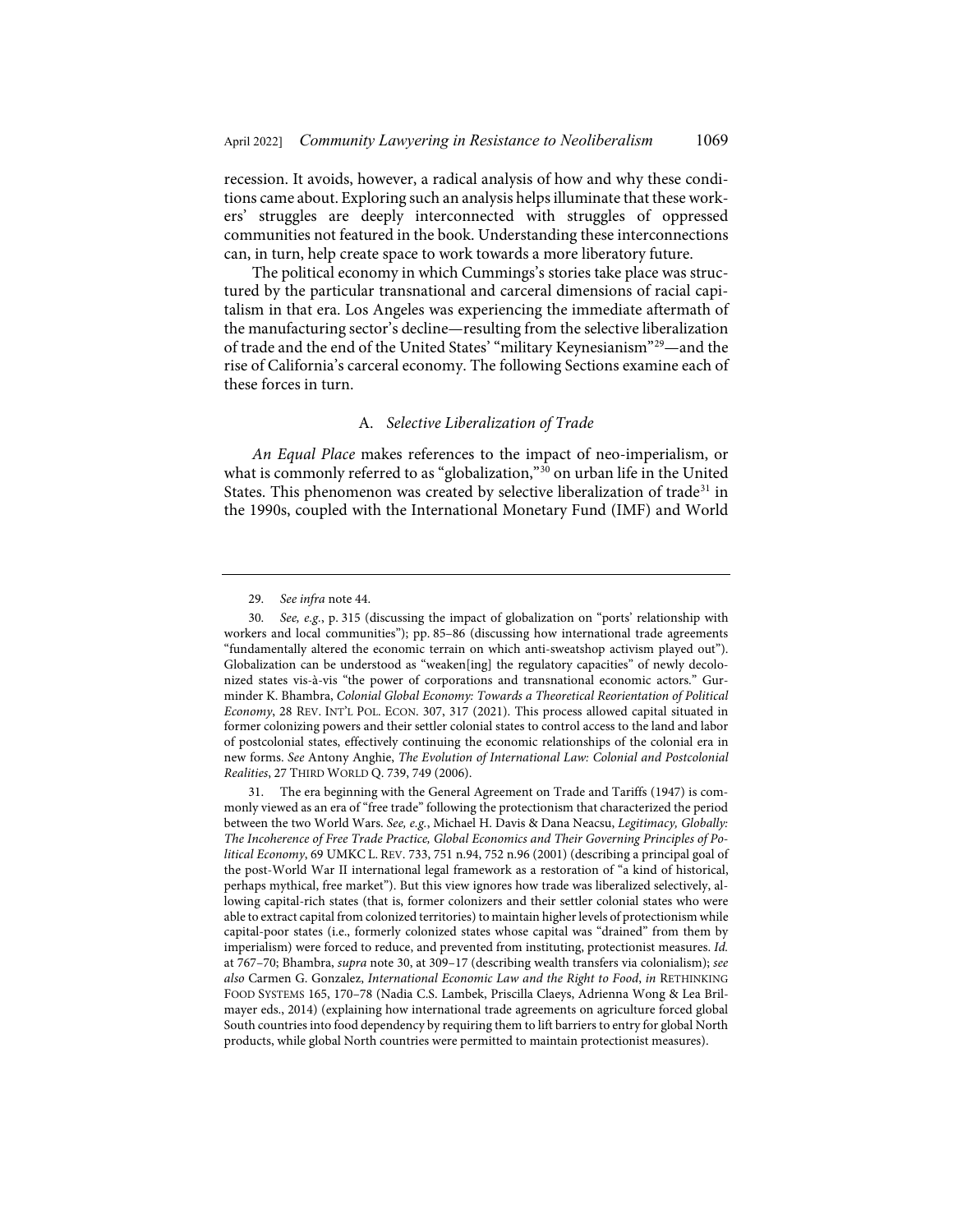recession. It avoids, however, a radical analysis of how and why these conditions came about. Exploring such an analysis helps illuminate that these workers' struggles are deeply interconnected with struggles of oppressed communities not featured in the book. Understanding these interconnections can, in turn, help create space to work towards a more liberatory future.

The political economy in which Cummings's stories take place was structured by the particular transnational and carceral dimensions of racial capitalism in that era. Los Angeles was experiencing the immediate aftermath of the manufacturing sector's decline—resulting from the selective liberalization of trade and the end of the United States' "military Keynesianism"[29]—and the rise of California's carceral economy. The following Sections examine each of these forces in turn.

### A. *Selective Liberalization of Trade*

*An Equal Place* makes references to the impact of neo-imperialism, or what is commonly referred to as "globalization,"[30] on urban life in the United States. This phenomenon was created by selective liberalization of trade[31] in the 1990s, coupled with the International Monetary Fund (IMF) and World

---

29. *See infra* note 44.

30. *See, e.g.*, p. 315 (discussing the impact of globalization on "ports' relationship with workers and local communities"); pp. 85–86 (discussing how international trade agreements "fundamentally altered the economic terrain on which anti-sweatshop activism played out"). Globalization can be understood as "weaken[ing] the regulatory capacities" of newly decolonized states vis-à-vis "the power of corporations and transnational economic actors." Gurminder K. Bhambra, *Colonial Global Economy: Towards a Theoretical Reorientation of Political Economy*, 28 REV. INT'L POL. ECON. 307, 317 (2021). This process allowed capital situated in former colonizing powers and their settler colonial states to control access to the land and labor of postcolonial states, effectively continuing the economic relationships of the colonial era in new forms. *See* Antony Anghie, *The Evolution of International Law: Colonial and Postcolonial Realities*, 27 THIRD WORLD Q. 739, 749 (2006).

31. The era beginning with the General Agreement on Trade and Tariffs (1947) is commonly viewed as an era of "free trade" following the protectionism that characterized the period between the two World Wars. *See, e.g.*, Michael H. Davis & Dana Neacsu, *Legitimacy, Globally: The Incoherence of Free Trade Practice, Global Economics and Their Governing Principles of Political Economy*, 69 UMKC L. REV. 733, 751 n.94, 752 n.96 (2001) (describing a principal goal of the post-World War II international legal framework as a restoration of "a kind of historical, perhaps mythical, free market"). But this view ignores how trade was liberalized selectively, allowing capital-rich states (that is, former colonizers and their settler colonial states who were able to extract capital from colonized territories) to maintain higher levels of protectionism while capital-poor states (i.e., formerly colonized states whose capital was "drained" from them by imperialism) were forced to reduce, and prevented from instituting, protectionist measures. *Id.* at 767–70; Bhambra, *supra* note 30, at 309–17 (describing wealth transfers via colonialism); *see also* Carmen G. Gonzalez, *International Economic Law and the Right to Food*, *in* RETHINKING FOOD SYSTEMS 165, 170–78 (Nadia C.S. Lambek, Priscilla Claeys, Adrienna Wong & Lea Brilmayer eds., 2014) (explaining how international trade agreements on agriculture forced global South countries into food dependency by requiring them to lift barriers to entry for global North products, while global North countries were permitted to maintain protectionist measures).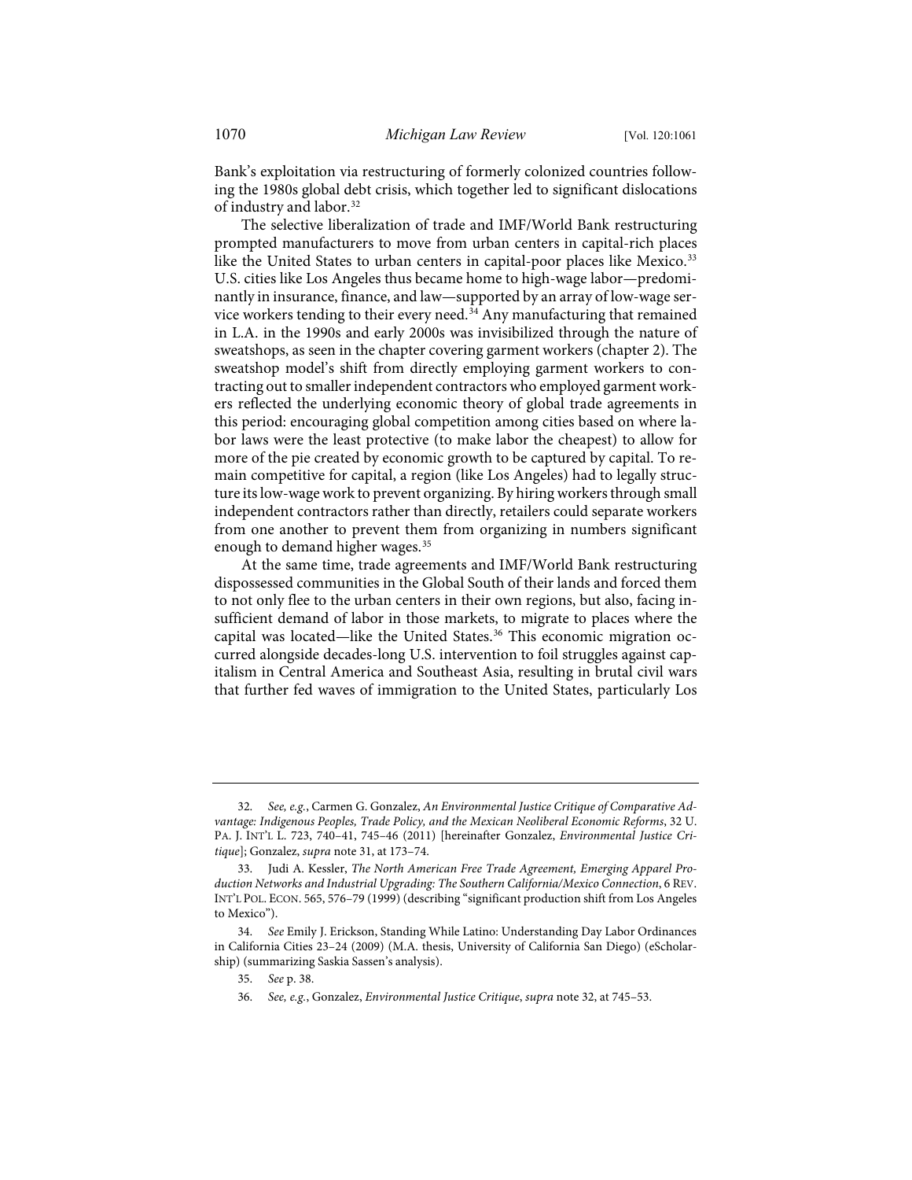Bank's exploitation via restructuring of formerly colonized countries following the 1980s global debt crisis, which together led to significant dislocations of industry and labor.[32]

The selective liberalization of trade and IMF/World Bank restructuring prompted manufacturers to move from urban centers in capital-rich places like the United States to urban centers in capital-poor places like Mexico.[33] U.S. cities like Los Angeles thus became home to high-wage labor—predominantly in insurance, finance, and law—supported by an array of low-wage service workers tending to their every need.[34] Any manufacturing that remained in L.A. in the 1990s and early 2000s was invisibilized through the nature of sweatshops, as seen in the chapter covering garment workers (chapter 2). The sweatshop model's shift from directly employing garment workers to contracting out to smaller independent contractors who employed garment workers reflected the underlying economic theory of global trade agreements in this period: encouraging global competition among cities based on where labor laws were the least protective (to make labor the cheapest) to allow for more of the pie created by economic growth to be captured by capital. To remain competitive for capital, a region (like Los Angeles) had to legally structure its low-wage work to prevent organizing. By hiring workers through small independent contractors rather than directly, retailers could separate workers from one another to prevent them from organizing in numbers significant enough to demand higher wages.[35]

At the same time, trade agreements and IMF/World Bank restructuring dispossessed communities in the Global South of their lands and forced them to not only flee to the urban centers in their own regions, but also, facing insufficient demand of labor in those markets, to migrate to places where the capital was located—like the United States.[36] This economic migration occurred alongside decades-long U.S. intervention to foil struggles against capitalism in Central America and Southeast Asia, resulting in brutal civil wars that further fed waves of immigration to the United States, particularly Los

---

32. *See, e.g.*, Carmen G. Gonzalez, *An Environmental Justice Critique of Comparative Advantage: Indigenous Peoples, Trade Policy, and the Mexican Neoliberal Economic Reforms*, 32 U. PA. J. INT'L L. 723, 740–41, 745–46 (2011) [hereinafter Gonzalez, *Environmental Justice Critique*]; Gonzalez, *supra* note 31, at 173–74.

33. Judi A. Kessler, *The North American Free Trade Agreement, Emerging Apparel Production Networks and Industrial Upgrading: The Southern California/Mexico Connection*, 6 REV. INT'L POL. ECON. 565, 576–79 (1999) (describing "significant production shift from Los Angeles to Mexico").

34. *See* Emily J. Erickson, Standing While Latino: Understanding Day Labor Ordinances in California Cities 23–24 (2009) (M.A. thesis, University of California San Diego) (eScholarship) (summarizing Saskia Sassen's analysis).

35. *See* p. 38.

36. *See, e.g.*, Gonzalez, *Environmental Justice Critique*, *supra* note 32, at 745–53.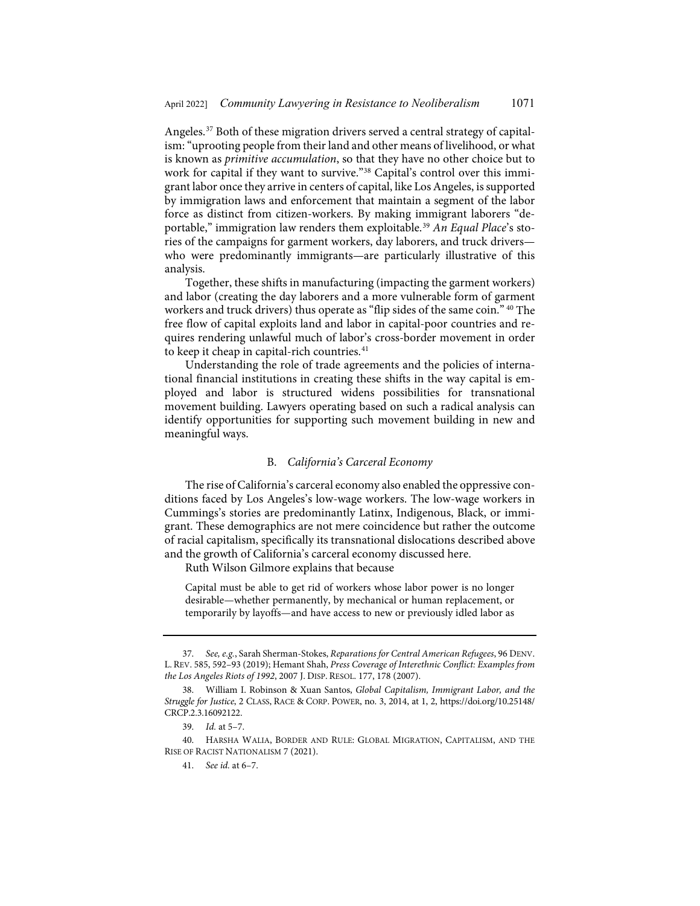Angeles.[37] Both of these migration drivers served a central strategy of capitalism: "uprooting people from their land and other means of livelihood, or what is known as *primitive accumulation*, so that they have no other choice but to work for capital if they want to survive."[38] Capital's control over this immigrant labor once they arrive in centers of capital, like Los Angeles, is supported by immigration laws and enforcement that maintain a segment of the labor force as distinct from citizen-workers. By making immigrant laborers "deportable," immigration law renders them exploitable.[39] *An Equal Place*'s stories of the campaigns for garment workers, day laborers, and truck drivers—who were predominantly immigrants—are particularly illustrative of this analysis.

Together, these shifts in manufacturing (impacting the garment workers) and labor (creating the day laborers and a more vulnerable form of garment workers and truck drivers) thus operate as "flip sides of the same coin." [40] The free flow of capital exploits land and labor in capital-poor countries and requires rendering unlawful much of labor's cross-border movement in order to keep it cheap in capital-rich countries.[41]

Understanding the role of trade agreements and the policies of international financial institutions in creating these shifts in the way capital is employed and labor is structured widens possibilities for transnational movement building. Lawyers operating based on such a radical analysis can identify opportunities for supporting such movement building in new and meaningful ways.

### B. *California's Carceral Economy*

The rise of California's carceral economy also enabled the oppressive conditions faced by Los Angeles's low-wage workers. The low-wage workers in Cummings's stories are predominantly Latinx, Indigenous, Black, or immigrant. These demographics are not mere coincidence but rather the outcome of racial capitalism, specifically its transnational dislocations described above and the growth of California's carceral economy discussed here.

Ruth Wilson Gilmore explains that because

> Capital must be able to get rid of workers whose labor power is no longer desirable—whether permanently, by mechanical or human replacement, or temporarily by layoffs—and have access to new or previously idled labor as

---

37. *See, e.g.*, Sarah Sherman-Stokes, *Reparations for Central American Refugees*, 96 DENV. L. REV. 585, 592–93 (2019); Hemant Shah, *Press Coverage of Interethnic Conflict: Examples from the Los Angeles Riots of 1992*, 2007 J. DISP. RESOL. 177, 178 (2007).

38. William I. Robinson & Xuan Santos, *Global Capitalism, Immigrant Labor, and the Struggle for Justice*, 2 CLASS, RACE & CORP. POWER, no. 3, 2014, at 1, 2, https://doi.org/10.25148/CRCP.2.3.16092122.

39. *Id.* at 5–7.

40. HARSHA WALIA, BORDER AND RULE: GLOBAL MIGRATION, CAPITALISM, AND THE RISE OF RACIST NATIONALISM 7 (2021).

41. *See id.* at 6–7.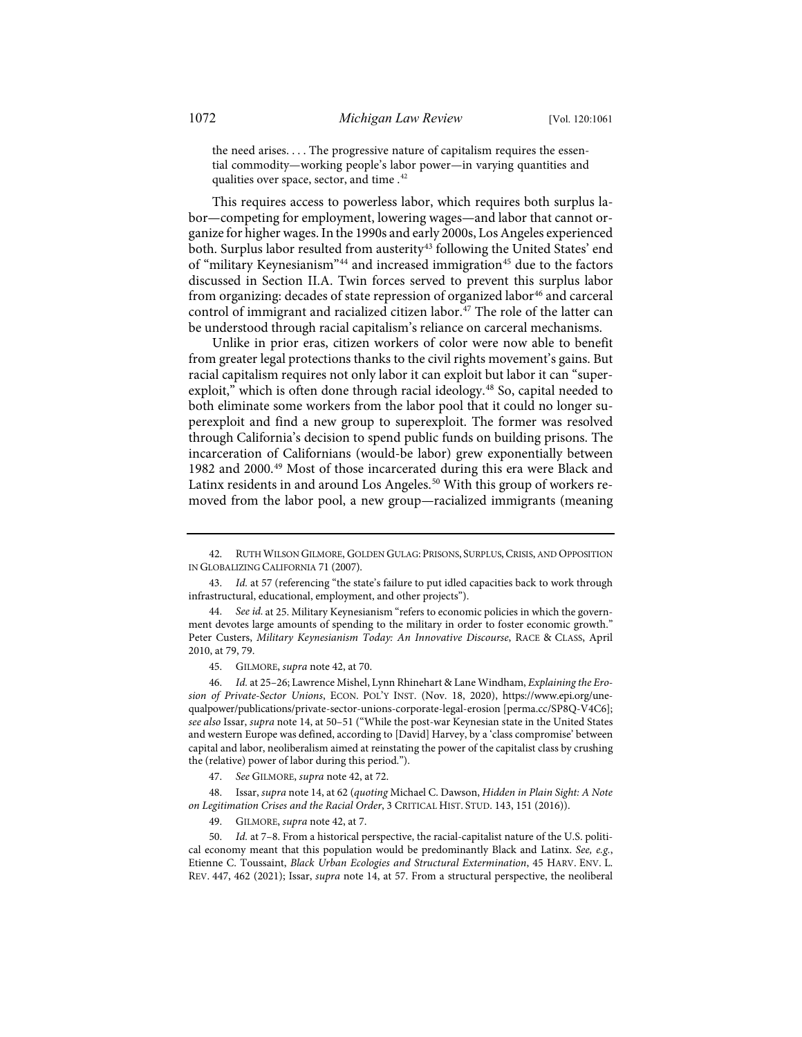> the need arises. . . . The progressive nature of capitalism requires the essential commodity—working people's labor power—in varying quantities and qualities over space, sector, and time .[42]

This requires access to powerless labor, which requires both surplus labor—competing for employment, lowering wages—and labor that cannot organize for higher wages. In the 1990s and early 2000s, Los Angeles experienced both. Surplus labor resulted from austerity[43] following the United States' end of "military Keynesianism"[44] and increased immigration[45] due to the factors discussed in Section II.A. Twin forces served to prevent this surplus labor from organizing: decades of state repression of organized labor[46] and carceral control of immigrant and racialized citizen labor.[47] The role of the latter can be understood through racial capitalism's reliance on carceral mechanisms.

Unlike in prior eras, citizen workers of color were now able to benefit from greater legal protections thanks to the civil rights movement's gains. But racial capitalism requires not only labor it can exploit but labor it can "superexploit," which is often done through racial ideology.[48] So, capital needed to both eliminate some workers from the labor pool that it could no longer superexploit and find a new group to superexploit. The former was resolved through California's decision to spend public funds on building prisons. The incarceration of Californians (would-be labor) grew exponentially between 1982 and 2000.[49] Most of those incarcerated during this era were Black and Latinx residents in and around Los Angeles.[50] With this group of workers removed from the labor pool, a new group—racialized immigrants (meaning

---

42. RUTH WILSON GILMORE, GOLDEN GULAG: PRISONS, SURPLUS, CRISIS, AND OPPOSITION IN GLOBALIZING CALIFORNIA 71 (2007).

43. *Id.* at 57 (referencing "the state's failure to put idled capacities back to work through infrastructural, educational, employment, and other projects").

44. *See id.* at 25. Military Keynesianism "refers to economic policies in which the government devotes large amounts of spending to the military in order to foster economic growth." Peter Custers, *Military Keynesianism Today: An Innovative Discourse*, RACE & CLASS, April 2010, at 79, 79.

45. GILMORE, *supra* note 42, at 70.

46. *Id.* at 25–26; Lawrence Mishel, Lynn Rhinehart & Lane Windham, *Explaining the Erosion of Private-Sector Unions*, ECON. POL'Y INST. (Nov. 18, 2020), https://www.epi.org/unequalpower/publications/private-sector-unions-corporate-legal-erosion [perma.cc/SP8Q-V4C6]; *see also* Issar, *supra* note 14, at 50–51 ("While the post-war Keynesian state in the United States and western Europe was defined, according to [David] Harvey, by a 'class compromise' between capital and labor, neoliberalism aimed at reinstating the power of the capitalist class by crushing the (relative) power of labor during this period.").

47. *See* GILMORE, *supra* note 42, at 72.

48. Issar, *supra* note 14, at 62 (*quoting* Michael C. Dawson, *Hidden in Plain Sight: A Note on Legitimation Crises and the Racial Order*, 3 CRITICAL HIST. STUD. 143, 151 (2016)).

49. GILMORE, *supra* note 42, at 7.

50. *Id.* at 7–8. From a historical perspective, the racial-capitalist nature of the U.S. political economy meant that this population would be predominantly Black and Latinx. *See, e.g.*, Etienne C. Toussaint, *Black Urban Ecologies and Structural Extermination*, 45 HARV. ENV. L. REV. 447, 462 (2021); Issar, *supra* note 14, at 57. From a structural perspective, the neoliberal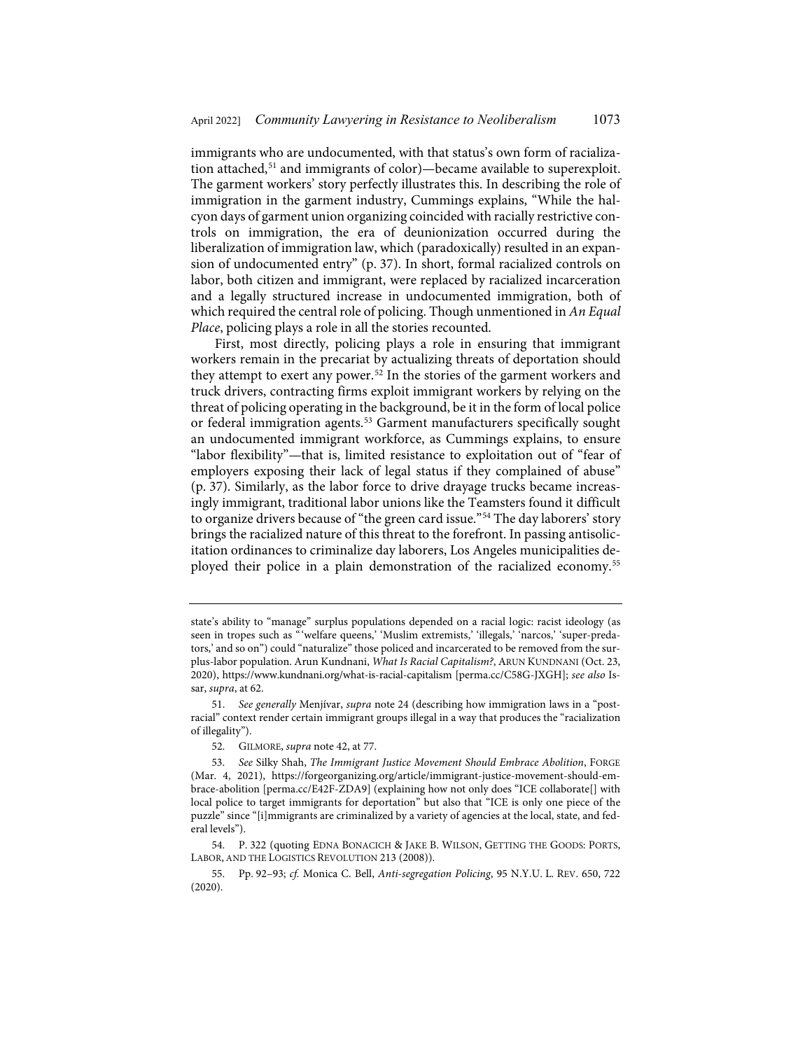immigrants who are undocumented, with that status's own form of racialization attached,[51] and immigrants of color)—became available to superexploit. The garment workers' story perfectly illustrates this. In describing the role of immigration in the garment industry, Cummings explains, "While the halcyon days of garment union organizing coincided with racially restrictive controls on immigration, the era of deunionization occurred during the liberalization of immigration law, which (paradoxically) resulted in an expansion of undocumented entry" (p. 37). In short, formal racialized controls on labor, both citizen and immigrant, were replaced by racialized incarceration and a legally structured increase in undocumented immigration, both of which required the central role of policing. Though unmentioned in *An Equal Place*, policing plays a role in all the stories recounted.

First, most directly, policing plays a role in ensuring that immigrant workers remain in the precariat by actualizing threats of deportation should they attempt to exert any power.[52] In the stories of the garment workers and truck drivers, contracting firms exploit immigrant workers by relying on the threat of policing operating in the background, be it in the form of local police or federal immigration agents.[53] Garment manufacturers specifically sought an undocumented immigrant workforce, as Cummings explains, to ensure "labor flexibility"—that is, limited resistance to exploitation out of "fear of employers exposing their lack of legal status if they complained of abuse" (p. 37). Similarly, as the labor force to drive drayage trucks became increasingly immigrant, traditional labor unions like the Teamsters found it difficult to organize drivers because of "the green card issue."[54] The day laborers' story brings the racialized nature of this threat to the forefront. In passing antisolicitation ordinances to criminalize day laborers, Los Angeles municipalities deployed their police in a plain demonstration of the racialized economy.[55]

---

state's ability to "manage" surplus populations depended on a racial logic: racist ideology (as seen in tropes such as "'welfare queens,' 'Muslim extremists,' 'illegals,' 'narcos,' 'super-predators,' and so on") could "naturalize" those policed and incarcerated to be removed from the surplus-labor population. Arun Kundnani, *What Is Racial Capitalism?*, ARUN KUNDNANI (Oct. 23, 2020), https://www.kundnani.org/what-is-racial-capitalism [perma.cc/C58G-JXGH]; *see also* Issar, *supra*, at 62.

51. *See generally* Menjívar, *supra* note 24 (describing how immigration laws in a "post-racial" context render certain immigrant groups illegal in a way that produces the "racialization of illegality").

52. GILMORE, *supra* note 42, at 77.

53. *See* Silky Shah, *The Immigrant Justice Movement Should Embrace Abolition*, FORGE (Mar. 4, 2021), https://forgeorganizing.org/article/immigrant-justice-movement-should-embrace-abolition [perma.cc/E42F-ZDA9] (explaining how not only does "ICE collaborate[] with local police to target immigrants for deportation" but also that "ICE is only one piece of the puzzle" since "[i]mmigrants are criminalized by a variety of agencies at the local, state, and federal levels").

54. P. 322 (quoting EDNA BONACICH & JAKE B. WILSON, GETTING THE GOODS: PORTS, LABOR, AND THE LOGISTICS REVOLUTION 213 (2008)).

55. Pp. 92–93; *cf.* Monica C. Bell, *Anti-segregation Policing*, 95 N.Y.U. L. REV. 650, 722 (2020).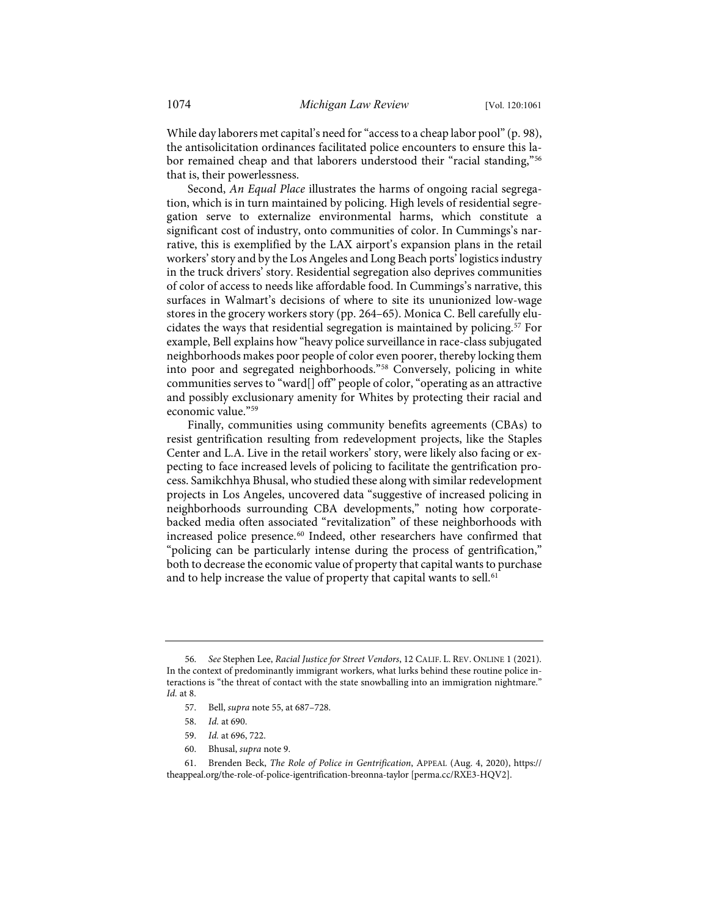While day laborers met capital's need for "access to a cheap labor pool" (p. 98), the antisolicitation ordinances facilitated police encounters to ensure this labor remained cheap and that laborers understood their "racial standing,"[56] that is, their powerlessness.

Second, *An Equal Place* illustrates the harms of ongoing racial segregation, which is in turn maintained by policing. High levels of residential segregation serve to externalize environmental harms, which constitute a significant cost of industry, onto communities of color. In Cummings's narrative, this is exemplified by the LAX airport's expansion plans in the retail workers' story and by the Los Angeles and Long Beach ports' logistics industry in the truck drivers' story. Residential segregation also deprives communities of color of access to needs like affordable food. In Cummings's narrative, this surfaces in Walmart's decisions of where to site its ununionized low-wage stores in the grocery workers story (pp. 264–65). Monica C. Bell carefully elucidates the ways that residential segregation is maintained by policing.[57] For example, Bell explains how "heavy police surveillance in race-class subjugated neighborhoods makes poor people of color even poorer, thereby locking them into poor and segregated neighborhoods."[58] Conversely, policing in white communities serves to "ward[] off" people of color, "operating as an attractive and possibly exclusionary amenity for Whites by protecting their racial and economic value."[59]

Finally, communities using community benefits agreements (CBAs) to resist gentrification resulting from redevelopment projects, like the Staples Center and L.A. Live in the retail workers' story, were likely also facing or expecting to face increased levels of policing to facilitate the gentrification process. Samikchhya Bhusal, who studied these along with similar redevelopment projects in Los Angeles, uncovered data "suggestive of increased policing in neighborhoods surrounding CBA developments," noting how corporate-backed media often associated "revitalization" of these neighborhoods with increased police presence.[60] Indeed, other researchers have confirmed that "policing can be particularly intense during the process of gentrification," both to decrease the economic value of property that capital wants to purchase and to help increase the value of property that capital wants to sell.[61]

---

56. *See* Stephen Lee, *Racial Justice for Street Vendors*, 12 CALIF. L. REV. ONLINE 1 (2021). In the context of predominantly immigrant workers, what lurks behind these routine police interactions is "the threat of contact with the state snowballing into an immigration nightmare." *Id.* at 8.

57. Bell, *supra* note 55, at 687–728.

58. *Id.* at 690.

59. *Id.* at 696, 722.

60. Bhusal, *supra* note 9.

61. Brenden Beck, *The Role of Police in Gentrification*, APPEAL (Aug. 4, 2020), https://theappeal.org/the-role-of-police-igentrification-breonna-taylor [perma.cc/RXE3-HQV2].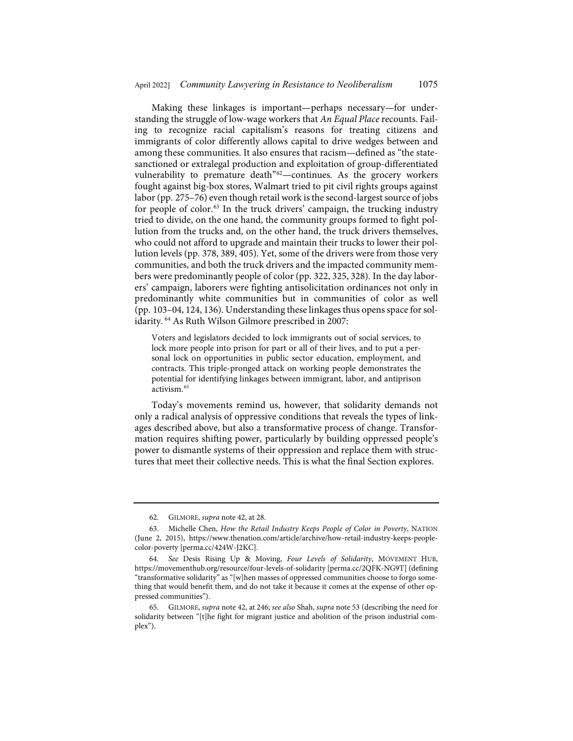Making these linkages is important—perhaps necessary—for understanding the struggle of low-wage workers that *An Equal Place* recounts. Failing to recognize racial capitalism's reasons for treating citizens and immigrants of color differently allows capital to drive wedges between and among these communities. It also ensures that racism—defined as "the state-sanctioned or extralegal production and exploitation of group-differentiated vulnerability to premature death"[62]—continues. As the grocery workers fought against big-box stores, Walmart tried to pit civil rights groups against labor (pp. 275–76) even though retail work is the second-largest source of jobs for people of color.[63] In the truck drivers' campaign, the trucking industry tried to divide, on the one hand, the community groups formed to fight pollution from the trucks and, on the other hand, the truck drivers themselves, who could not afford to upgrade and maintain their trucks to lower their pollution levels (pp. 378, 389, 405). Yet, some of the drivers were from those very communities, and both the truck drivers and the impacted community members were predominantly people of color (pp. 322, 325, 328). In the day laborers' campaign, laborers were fighting antisolicitation ordinances not only in predominantly white communities but in communities of color as well (pp. 103–04, 124, 136). Understanding these linkages thus opens space for solidarity.[64] As Ruth Wilson Gilmore prescribed in 2007:

> Voters and legislators decided to lock immigrants out of social services, to lock more people into prison for part or all of their lives, and to put a personal lock on opportunities in public sector education, employment, and contracts. This triple-pronged attack on working people demonstrates the potential for identifying linkages between immigrant, labor, and antiprison activism.[65]

Today's movements remind us, however, that solidarity demands not only a radical analysis of oppressive conditions that reveals the types of linkages described above, but also a transformative process of change. Transformation requires shifting power, particularly by building oppressed people's power to dismantle systems of their oppression and replace them with structures that meet their collective needs. This is what the final Section explores.

---

62. GILMORE, *supra* note 42, at 28.

63. Michelle Chen, *How the Retail Industry Keeps People of Color in Poverty*, NATION (June 2, 2015), https://www.thenation.com/article/archive/how-retail-industry-keeps-people-color-poverty [perma.cc/424W-J2KC].

64. *See* Desis Rising Up & Moving, *Four Levels of Solidarity*, MOVEMENT HUB, https://movementhub.org/resource/four-levels-of-solidarity [perma.cc/2QFK-NG9T] (defining "transformative solidarity" as "[w]hen masses of oppressed communities choose to forgo something that would benefit them, and do not take it because it comes at the expense of other oppressed communities").

65. GILMORE, *supra* note 42, at 246; *see also* Shah, *supra* note 53 (describing the need for solidarity between "[t]he fight for migrant justice and abolition of the prison industrial complex").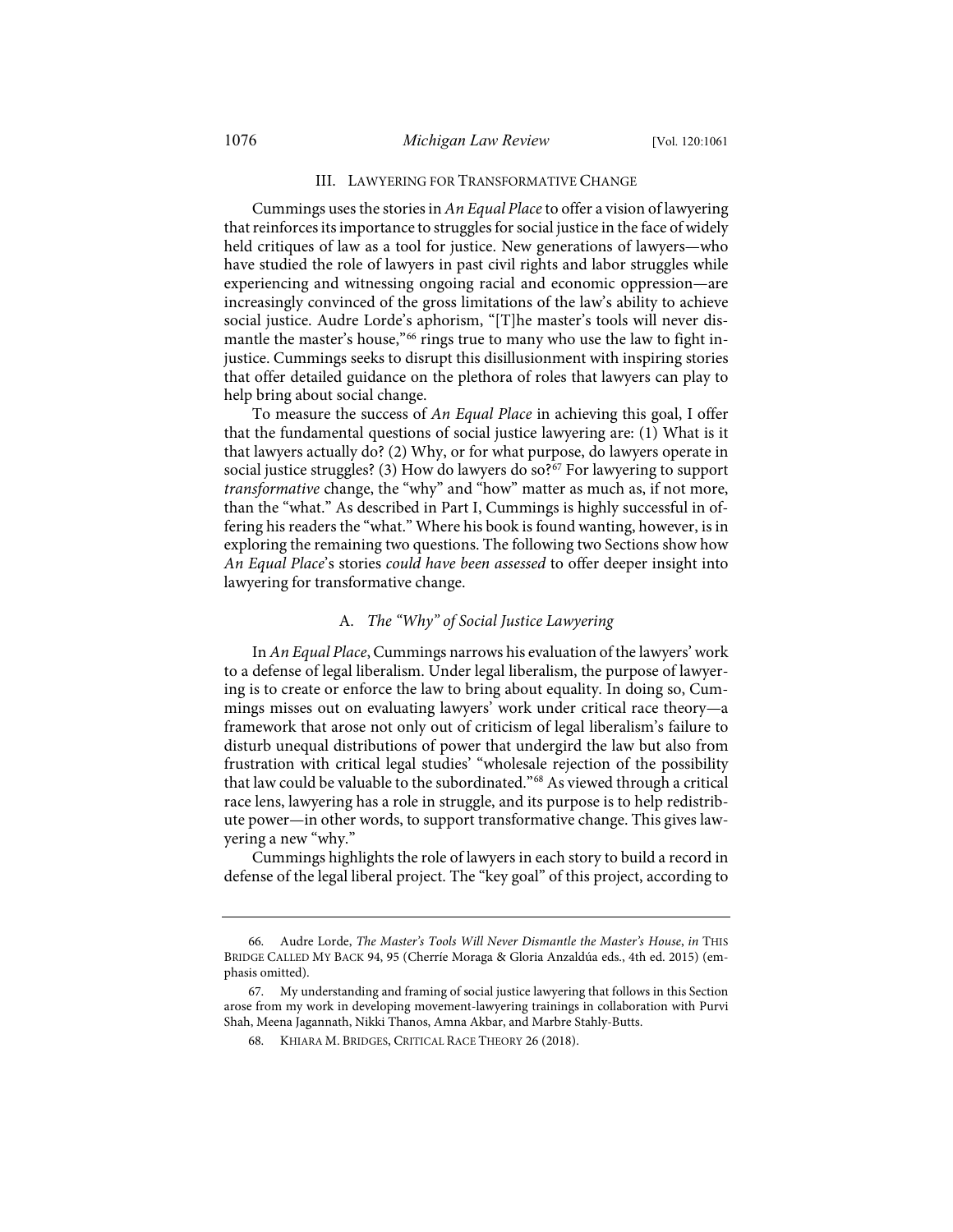## III. LAWYERING FOR TRANSFORMATIVE CHANGE

Cummings uses the stories in *An Equal Place* to offer a vision of lawyering that reinforces its importance to struggles for social justice in the face of widely held critiques of law as a tool for justice. New generations of lawyers—who have studied the role of lawyers in past civil rights and labor struggles while experiencing and witnessing ongoing racial and economic oppression—are increasingly convinced of the gross limitations of the law's ability to achieve social justice. Audre Lorde's aphorism, "[T]he master's tools will never dismantle the master's house,"[66] rings true to many who use the law to fight injustice. Cummings seeks to disrupt this disillusionment with inspiring stories that offer detailed guidance on the plethora of roles that lawyers can play to help bring about social change.

To measure the success of *An Equal Place* in achieving this goal, I offer that the fundamental questions of social justice lawyering are: (1) What is it that lawyers actually do? (2) Why, or for what purpose, do lawyers operate in social justice struggles? (3) How do lawyers do so?[67] For lawyering to support *transformative* change, the "why" and "how" matter as much as, if not more, than the "what." As described in Part I, Cummings is highly successful in offering his readers the "what." Where his book is found wanting, however, is in exploring the remaining two questions. The following two Sections show how *An Equal Place*'s stories *could have been assessed* to offer deeper insight into lawyering for transformative change.

### A. *The "Why" of Social Justice Lawyering*

In *An Equal Place*, Cummings narrows his evaluation of the lawyers' work to a defense of legal liberalism. Under legal liberalism, the purpose of lawyering is to create or enforce the law to bring about equality. In doing so, Cummings misses out on evaluating lawyers' work under critical race theory—a framework that arose not only out of criticism of legal liberalism's failure to disturb unequal distributions of power that undergird the law but also from frustration with critical legal studies' "wholesale rejection of the possibility that law could be valuable to the subordinated."[68] As viewed through a critical race lens, lawyering has a role in struggle, and its purpose is to help redistribute power—in other words, to support transformative change. This gives lawyering a new "why."

Cummings highlights the role of lawyers in each story to build a record in defense of the legal liberal project. The "key goal" of this project, according to

---

66. Audre Lorde, *The Master's Tools Will Never Dismantle the Master's House*, *in* THIS BRIDGE CALLED MY BACK 94, 95 (Cherríe Moraga & Gloria Anzaldúa eds., 4th ed. 2015) (emphasis omitted).

67. My understanding and framing of social justice lawyering that follows in this Section arose from my work in developing movement-lawyering trainings in collaboration with Purvi Shah, Meena Jagannath, Nikki Thanos, Amna Akbar, and Marbre Stahly-Butts.

68. KHIARA M. BRIDGES, CRITICAL RACE THEORY 26 (2018).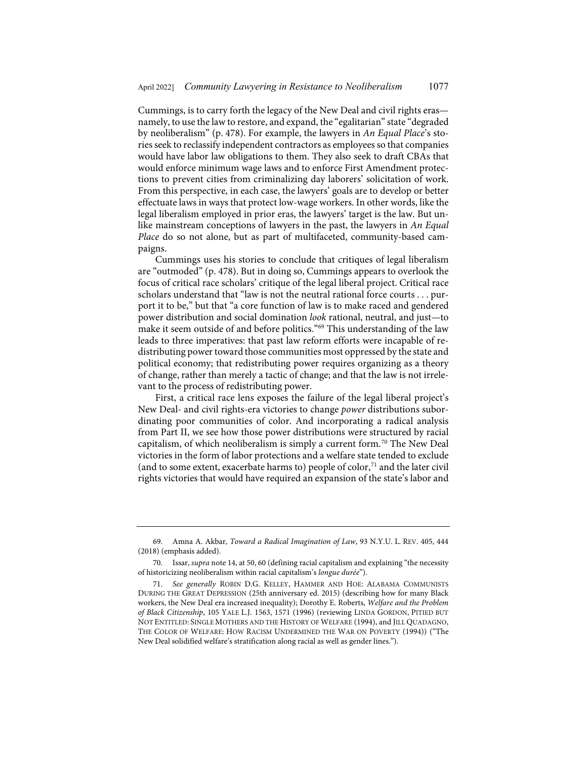Cummings, is to carry forth the legacy of the New Deal and civil rights eras—namely, to use the law to restore, and expand, the "egalitarian" state "degraded by neoliberalism" (p. 478). For example, the lawyers in *An Equal Place*'s stories seek to reclassify independent contractors as employees so that companies would have labor law obligations to them. They also seek to draft CBAs that would enforce minimum wage laws and to enforce First Amendment protections to prevent cities from criminalizing day laborers' solicitation of work. From this perspective, in each case, the lawyers' goals are to develop or better effectuate laws in ways that protect low-wage workers. In other words, like the legal liberalism employed in prior eras, the lawyers' target is the law. But unlike mainstream conceptions of lawyers in the past, the lawyers in *An Equal Place* do so not alone, but as part of multifaceted, community-based campaigns.

Cummings uses his stories to conclude that critiques of legal liberalism are "outmoded" (p. 478). But in doing so, Cummings appears to overlook the focus of critical race scholars' critique of the legal liberal project. Critical race scholars understand that "law is not the neutral rational force courts . . . purport it to be," but that "a core function of law is to make raced and gendered power distribution and social domination *look* rational, neutral, and just—to make it seem outside of and before politics."[69] This understanding of the law leads to three imperatives: that past law reform efforts were incapable of redistributing power toward those communities most oppressed by the state and political economy; that redistributing power requires organizing as a theory of change, rather than merely a tactic of change; and that the law is not irrelevant to the process of redistributing power.

First, a critical race lens exposes the failure of the legal liberal project's New Deal- and civil rights-era victories to change *power* distributions subordinating poor communities of color. And incorporating a radical analysis from Part II, we see how those power distributions were structured by racial capitalism, of which neoliberalism is simply a current form.[70] The New Deal victories in the form of labor protections and a welfare state tended to exclude (and to some extent, exacerbate harms to) people of color,[71] and the later civil rights victories that would have required an expansion of the state's labor and

---

69. Amna A. Akbar, *Toward a Radical Imagination of Law*, 93 N.Y.U. L. REV. 405, 444 (2018) (emphasis added).

70. Issar, *supra* note 14, at 50, 60 (defining racial capitalism and explaining "the necessity of historicizing neoliberalism within racial capitalism's *longue durée*").

71. *See generally* ROBIN D.G. KELLEY, HAMMER AND HOE: ALABAMA COMMUNISTS DURING THE GREAT DEPRESSION (25th anniversary ed. 2015) (describing how for many Black workers, the New Deal era increased inequality); Dorothy E. Roberts, *Welfare and the Problem of Black Citizenship*, 105 YALE L.J. 1563, 1571 (1996) (reviewing LINDA GORDON, PITIED BUT NOT ENTITLED: SINGLE MOTHERS AND THE HISTORY OF WELFARE (1994), and JILL QUADAGNO, THE COLOR OF WELFARE: HOW RACISM UNDERMINED THE WAR ON POVERTY (1994)) ("The New Deal solidified welfare's stratification along racial as well as gender lines.").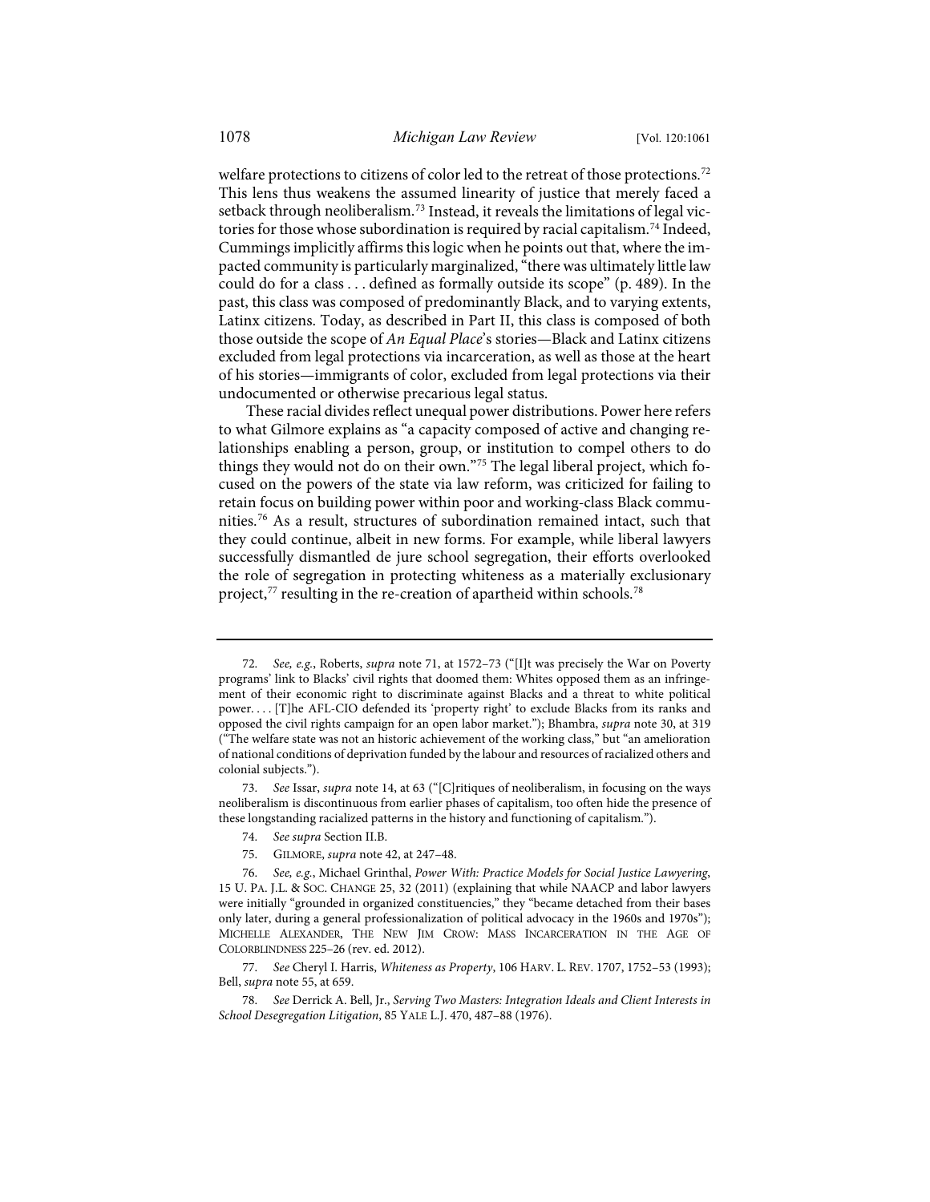welfare protections to citizens of color led to the retreat of those protections.[72] This lens thus weakens the assumed linearity of justice that merely faced a setback through neoliberalism.[73] Instead, it reveals the limitations of legal victories for those whose subordination is required by racial capitalism.[74] Indeed, Cummings implicitly affirms this logic when he points out that, where the impacted community is particularly marginalized, "there was ultimately little law could do for a class . . . defined as formally outside its scope" (p. 489). In the past, this class was composed of predominantly Black, and to varying extents, Latinx citizens. Today, as described in Part II, this class is composed of both those outside the scope of *An Equal Place*'s stories—Black and Latinx citizens excluded from legal protections via incarceration, as well as those at the heart of his stories—immigrants of color, excluded from legal protections via their undocumented or otherwise precarious legal status.

These racial divides reflect unequal power distributions. Power here refers to what Gilmore explains as "a capacity composed of active and changing relationships enabling a person, group, or institution to compel others to do things they would not do on their own."[75] The legal liberal project, which focused on the powers of the state via law reform, was criticized for failing to retain focus on building power within poor and working-class Black communities.[76] As a result, structures of subordination remained intact, such that they could continue, albeit in new forms. For example, while liberal lawyers successfully dismantled de jure school segregation, their efforts overlooked the role of segregation in protecting whiteness as a materially exclusionary project,[77] resulting in the re-creation of apartheid within schools.[78]

---

72. *See, e.g.*, Roberts, *supra* note 71, at 1572–73 ("[I]t was precisely the War on Poverty programs' link to Blacks' civil rights that doomed them: Whites opposed them as an infringement of their economic right to discriminate against Blacks and a threat to white political power. . . . [T]he AFL-CIO defended its 'property right' to exclude Blacks from its ranks and opposed the civil rights campaign for an open labor market."); Bhambra, *supra* note 30, at 319 ("The welfare state was not an historic achievement of the working class," but "an amelioration of national conditions of deprivation funded by the labour and resources of racialized others and colonial subjects.").

73. *See* Issar, *supra* note 14, at 63 ("[C]ritiques of neoliberalism, in focusing on the ways neoliberalism is discontinuous from earlier phases of capitalism, too often hide the presence of these longstanding racialized patterns in the history and functioning of capitalism.").

74. *See supra* Section II.B.

75. GILMORE, *supra* note 42, at 247–48.

76. *See, e.g.*, Michael Grinthal, *Power With: Practice Models for Social Justice Lawyering*, 15 U. PA. J.L. & SOC. CHANGE 25, 32 (2011) (explaining that while NAACP and labor lawyers were initially "grounded in organized constituencies," they "became detached from their bases only later, during a general professionalization of political advocacy in the 1960s and 1970s"); MICHELLE ALEXANDER, THE NEW JIM CROW: MASS INCARCERATION IN THE AGE OF COLORBLINDNESS 225–26 (rev. ed. 2012).

77. *See* Cheryl I. Harris, *Whiteness as Property*, 106 HARV. L. REV. 1707, 1752–53 (1993); Bell, *supra* note 55, at 659.

78. *See* Derrick A. Bell, Jr., *Serving Two Masters: Integration Ideals and Client Interests in School Desegregation Litigation*, 85 YALE L.J. 470, 487–88 (1976).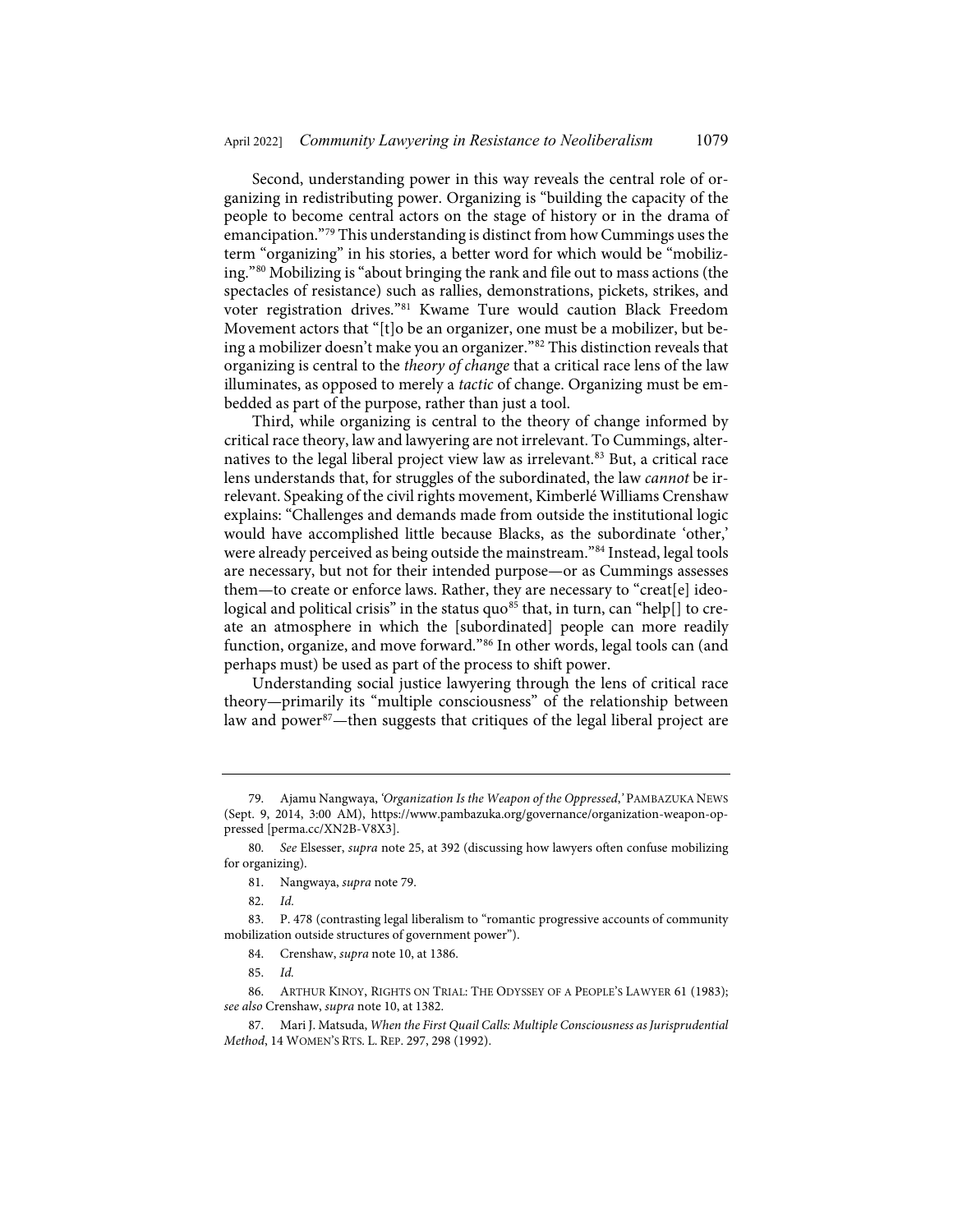Second, understanding power in this way reveals the central role of organizing in redistributing power. Organizing is "building the capacity of the people to become central actors on the stage of history or in the drama of emancipation."[79] This understanding is distinct from how Cummings uses the term "organizing" in his stories, a better word for which would be "mobilizing."[80] Mobilizing is "about bringing the rank and file out to mass actions (the spectacles of resistance) such as rallies, demonstrations, pickets, strikes, and voter registration drives."[81] Kwame Ture would caution Black Freedom Movement actors that "[t]o be an organizer, one must be a mobilizer, but being a mobilizer doesn't make you an organizer."[82] This distinction reveals that organizing is central to the *theory of change* that a critical race lens of the law illuminates, as opposed to merely a *tactic* of change. Organizing must be embedded as part of the purpose, rather than just a tool.

Third, while organizing is central to the theory of change informed by critical race theory, law and lawyering are not irrelevant. To Cummings, alternatives to the legal liberal project view law as irrelevant.[83] But, a critical race lens understands that, for struggles of the subordinated, the law *cannot* be irrelevant. Speaking of the civil rights movement, Kimberlé Williams Crenshaw explains: "Challenges and demands made from outside the institutional logic would have accomplished little because Blacks, as the subordinate 'other,' were already perceived as being outside the mainstream."[84] Instead, legal tools are necessary, but not for their intended purpose—or as Cummings assesses them—to create or enforce laws. Rather, they are necessary to "creat[e] ideological and political crisis" in the status quo[85] that, in turn, can "help[] to create an atmosphere in which the [subordinated] people can more readily function, organize, and move forward."[86] In other words, legal tools can (and perhaps must) be used as part of the process to shift power.

Understanding social justice lawyering through the lens of critical race theory—primarily its "multiple consciousness" of the relationship between law and power[87]—then suggests that critiques of the legal liberal project are

---

79. Ajamu Nangwaya, *'Organization Is the Weapon of the Oppressed*,*'* PAMBAZUKA NEWS (Sept. 9, 2014, 3:00 AM), https://www.pambazuka.org/governance/organization-weapon-oppressed [perma.cc/XN2B-V8X3].

80. *See* Elsesser, *supra* note 25, at 392 (discussing how lawyers often confuse mobilizing for organizing).

81. Nangwaya, *supra* note 79.

82. *Id.*

83. P. 478 (contrasting legal liberalism to "romantic progressive accounts of community mobilization outside structures of government power").

84. Crenshaw, *supra* note 10, at 1386.

85. *Id.*

86. ARTHUR KINOY, RIGHTS ON TRIAL: THE ODYSSEY OF A PEOPLE'S LAWYER 61 (1983); *see also* Crenshaw, *supra* note 10, at 1382.

87. Mari J. Matsuda, *When the First Quail Calls: Multiple Consciousness as Jurisprudential Method*, 14 WOMEN'S RTS. L. REP. 297, 298 (1992).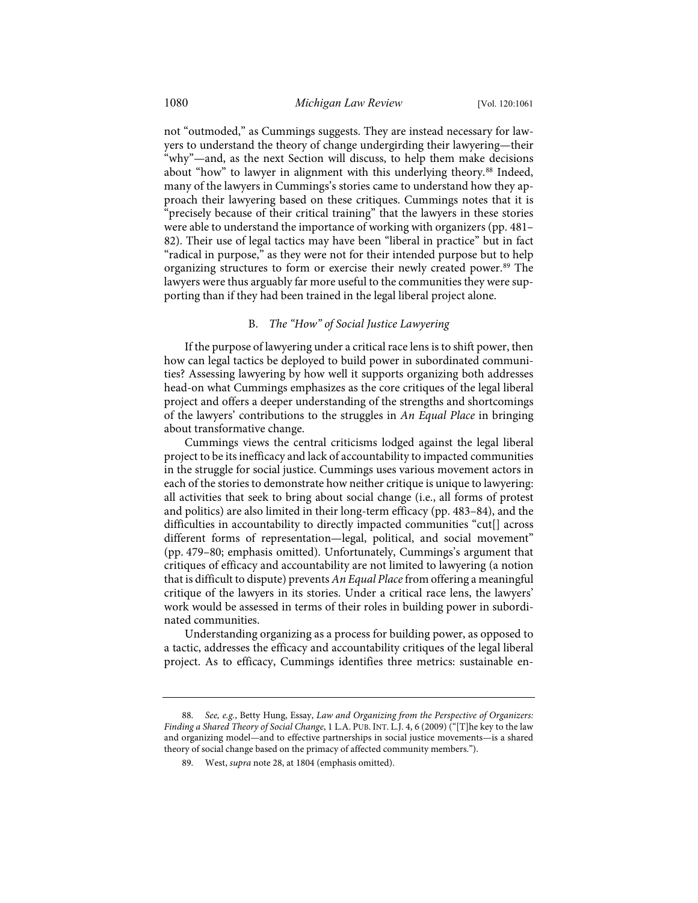not "outmoded," as Cummings suggests. They are instead necessary for lawyers to understand the theory of change undergirding their lawyering—their "why"—and, as the next Section will discuss, to help them make decisions about "how" to lawyer in alignment with this underlying theory.[88] Indeed, many of the lawyers in Cummings's stories came to understand how they approach their lawyering based on these critiques. Cummings notes that it is "precisely because of their critical training" that the lawyers in these stories were able to understand the importance of working with organizers (pp. 481–82). Their use of legal tactics may have been "liberal in practice" but in fact "radical in purpose," as they were not for their intended purpose but to help organizing structures to form or exercise their newly created power.[89] The lawyers were thus arguably far more useful to the communities they were supporting than if they had been trained in the legal liberal project alone.

### B. *The "How" of Social Justice Lawyering*

If the purpose of lawyering under a critical race lens is to shift power, then how can legal tactics be deployed to build power in subordinated communities? Assessing lawyering by how well it supports organizing both addresses head-on what Cummings emphasizes as the core critiques of the legal liberal project and offers a deeper understanding of the strengths and shortcomings of the lawyers' contributions to the struggles in *An Equal Place* in bringing about transformative change.

Cummings views the central criticisms lodged against the legal liberal project to be its inefficacy and lack of accountability to impacted communities in the struggle for social justice. Cummings uses various movement actors in each of the stories to demonstrate how neither critique is unique to lawyering: all activities that seek to bring about social change (i.e., all forms of protest and politics) are also limited in their long-term efficacy (pp. 483–84), and the difficulties in accountability to directly impacted communities "cut[] across different forms of representation—legal, political, and social movement" (pp. 479–80; emphasis omitted). Unfortunately, Cummings's argument that critiques of efficacy and accountability are not limited to lawyering (a notion that is difficult to dispute) prevents *An Equal Place* from offering a meaningful critique of the lawyers in its stories. Under a critical race lens, the lawyers' work would be assessed in terms of their roles in building power in subordinated communities.

Understanding organizing as a process for building power, as opposed to a tactic, addresses the efficacy and accountability critiques of the legal liberal project. As to efficacy, Cummings identifies three metrics: sustainable en-

---

88. *See, e.g.*, Betty Hung, Essay, *Law and Organizing from the Perspective of Organizers: Finding a Shared Theory of Social Change*, 1 L.A. PUB. INT. L.J. 4, 6 (2009) ("[T]he key to the law and organizing model—and to effective partnerships in social justice movements—is a shared theory of social change based on the primacy of affected community members.").

89. West, *supra* note 28, at 1804 (emphasis omitted).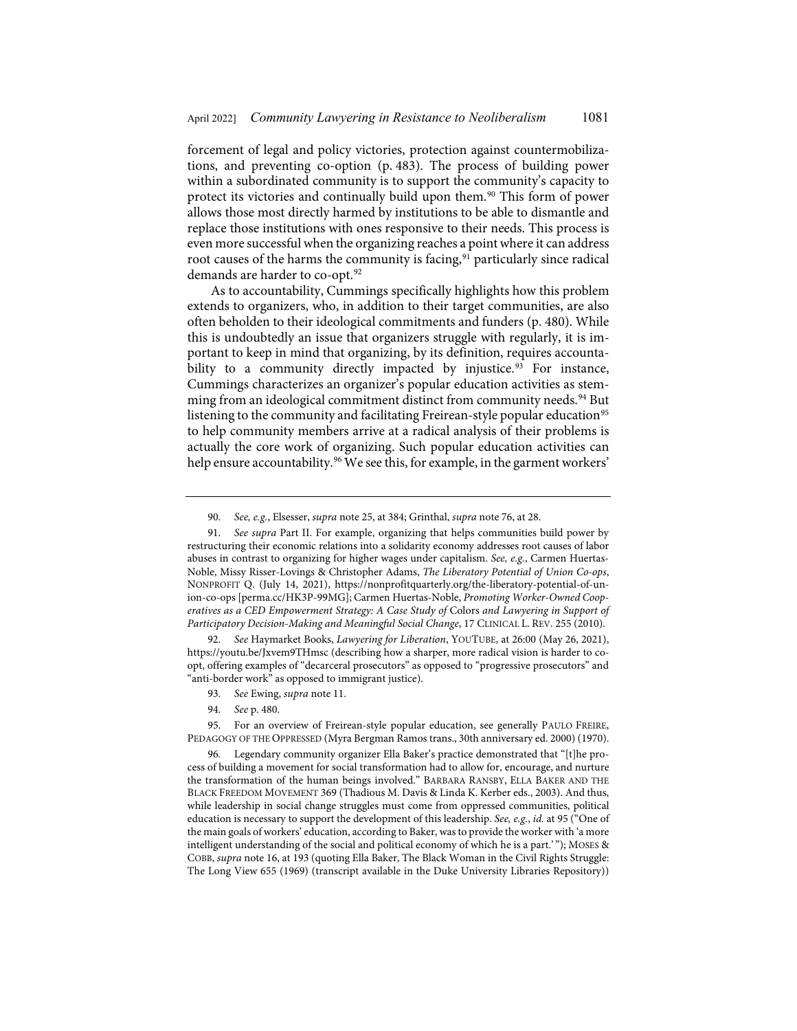forcement of legal and policy victories, protection against countermobilizations, and preventing co-option (p. 483). The process of building power within a subordinated community is to support the community's capacity to protect its victories and continually build upon them.[90] This form of power allows those most directly harmed by institutions to be able to dismantle and replace those institutions with ones responsive to their needs. This process is even more successful when the organizing reaches a point where it can address root causes of the harms the community is facing,[91] particularly since radical demands are harder to co-opt.[92]

As to accountability, Cummings specifically highlights how this problem extends to organizers, who, in addition to their target communities, are also often beholden to their ideological commitments and funders (p. 480). While this is undoubtedly an issue that organizers struggle with regularly, it is important to keep in mind that organizing, by its definition, requires accountability to a community directly impacted by injustice.[93] For instance, Cummings characterizes an organizer's popular education activities as stemming from an ideological commitment distinct from community needs.[94] But listening to the community and facilitating Freirean-style popular education[95] to help community members arrive at a radical analysis of their problems is actually the core work of organizing. Such popular education activities can help ensure accountability.[96] We see this, for example, in the garment workers'

---

90. *See, e.g.*, Elsesser, *supra* note 25, at 384; Grinthal, *supra* note 76, at 28.

91. *See supra* Part II. For example, organizing that helps communities build power by restructuring their economic relations into a solidarity economy addresses root causes of labor abuses in contrast to organizing for higher wages under capitalism. *See, e.g.*, Carmen Huertas-Noble, Missy Risser-Lovings & Christopher Adams, *The Liberatory Potential of Union Co-ops*, NONPROFIT Q. (July 14, 2021), https://nonprofitquarterly.org/the-liberatory-potential-of-union-co-ops [perma.cc/HK3P-99MG]; Carmen Huertas-Noble, *Promoting Worker-Owned Cooperatives as a CED Empowerment Strategy: A Case Study of* Colors *and Lawyering in Support of Participatory Decision-Making and Meaningful Social Change*, 17 CLINICAL L. REV. 255 (2010).

92. *See* Haymarket Books, *Lawyering for Liberation*, YOUTUBE, at 26:00 (May 26, 2021), https://youtu.be/Jxvem9THmsc (describing how a sharper, more radical vision is harder to co-opt, offering examples of "decarceral prosecutors" as opposed to "progressive prosecutors" and "anti-border work" as opposed to immigrant justice).

93. *See* Ewing, *supra* note 11.

94. *See* p. 480.

95. For an overview of Freirean-style popular education, see generally PAULO FREIRE, PEDAGOGY OF THE OPPRESSED (Myra Bergman Ramos trans., 30th anniversary ed. 2000) (1970).

96. Legendary community organizer Ella Baker's practice demonstrated that "[t]he process of building a movement for social transformation had to allow for, encourage, and nurture the transformation of the human beings involved." BARBARA RANSBY, ELLA BAKER AND THE BLACK FREEDOM MOVEMENT 369 (Thadious M. Davis & Linda K. Kerber eds., 2003). And thus, while leadership in social change struggles must come from oppressed communities, political education is necessary to support the development of this leadership. *See, e.g.*, *id.* at 95 ("One of the main goals of workers' education, according to Baker, was to provide the worker with 'a more intelligent understanding of the social and political economy of which he is a part.'"); MOSES & COBB, *supra* note 16, at 193 (quoting Ella Baker, The Black Woman in the Civil Rights Struggle: The Long View 655 (1969) (transcript available in the Duke University Libraries Repository))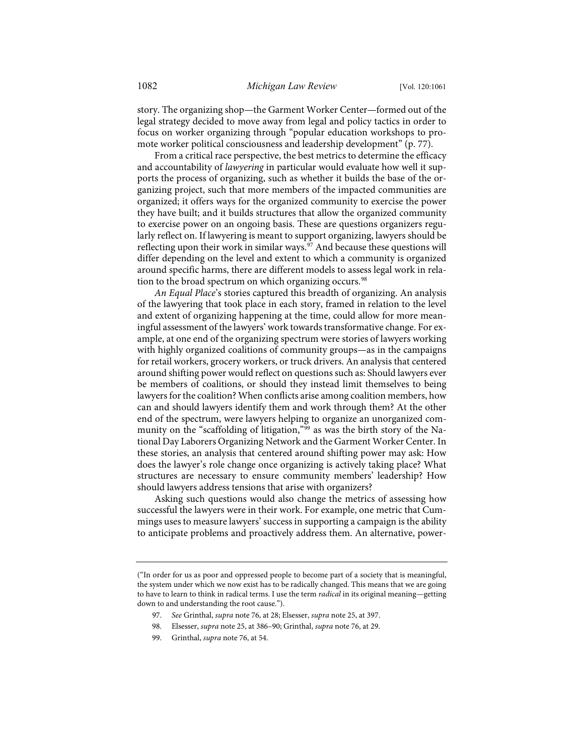story. The organizing shop—the Garment Worker Center—formed out of the legal strategy decided to move away from legal and policy tactics in order to focus on worker organizing through "popular education workshops to promote worker political consciousness and leadership development" (p. 77).

From a critical race perspective, the best metrics to determine the efficacy and accountability of *lawyering* in particular would evaluate how well it supports the process of organizing, such as whether it builds the base of the organizing project, such that more members of the impacted communities are organized; it offers ways for the organized community to exercise the power they have built; and it builds structures that allow the organized community to exercise power on an ongoing basis. These are questions organizers regularly reflect on. If lawyering is meant to support organizing, lawyers should be reflecting upon their work in similar ways.[97] And because these questions will differ depending on the level and extent to which a community is organized around specific harms, there are different models to assess legal work in relation to the broad spectrum on which organizing occurs.[98]

*An Equal Place*'s stories captured this breadth of organizing. An analysis of the lawyering that took place in each story, framed in relation to the level and extent of organizing happening at the time, could allow for more meaningful assessment of the lawyers' work towards transformative change. For example, at one end of the organizing spectrum were stories of lawyers working with highly organized coalitions of community groups—as in the campaigns for retail workers, grocery workers, or truck drivers. An analysis that centered around shifting power would reflect on questions such as: Should lawyers ever be members of coalitions, or should they instead limit themselves to being lawyers for the coalition? When conflicts arise among coalition members, how can and should lawyers identify them and work through them? At the other end of the spectrum, were lawyers helping to organize an unorganized community on the "scaffolding of litigation,"[99] as was the birth story of the National Day Laborers Organizing Network and the Garment Worker Center. In these stories, an analysis that centered around shifting power may ask: How does the lawyer's role change once organizing is actively taking place? What structures are necessary to ensure community members' leadership? How should lawyers address tensions that arise with organizers?

Asking such questions would also change the metrics of assessing how successful the lawyers were in their work. For example, one metric that Cummings uses to measure lawyers' success in supporting a campaign is the ability to anticipate problems and proactively address them. An alternative, power-

---

("In order for us as poor and oppressed people to become part of a society that is meaningful, the system under which we now exist has to be radically changed. This means that we are going to have to learn to think in radical terms. I use the term *radical* in its original meaning—getting down to and understanding the root cause.").

97. *See* Grinthal, *supra* note 76, at 28; Elsesser, *supra* note 25, at 397.

98. Elsesser, *supra* note 25, at 386–90; Grinthal, *supra* note 76, at 29.

99. Grinthal, *supra* note 76, at 54.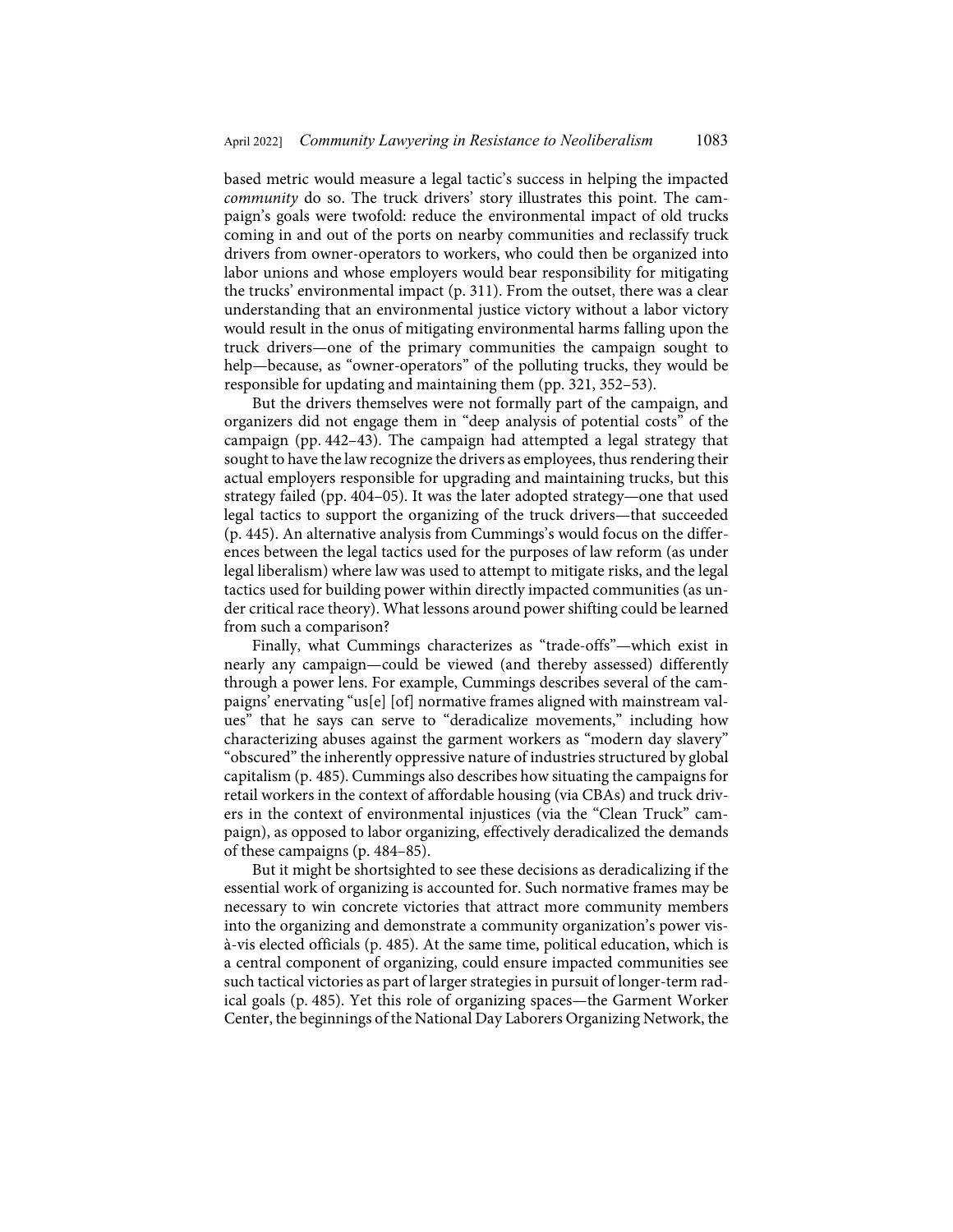based metric would measure a legal tactic's success in helping the impacted *community* do so. The truck drivers' story illustrates this point. The campaign's goals were twofold: reduce the environmental impact of old trucks coming in and out of the ports on nearby communities and reclassify truck drivers from owner-operators to workers, who could then be organized into labor unions and whose employers would bear responsibility for mitigating the trucks' environmental impact (p. 311). From the outset, there was a clear understanding that an environmental justice victory without a labor victory would result in the onus of mitigating environmental harms falling upon the truck drivers—one of the primary communities the campaign sought to help—because, as "owner-operators" of the polluting trucks, they would be responsible for updating and maintaining them (pp. 321, 352–53).

But the drivers themselves were not formally part of the campaign, and organizers did not engage them in "deep analysis of potential costs" of the campaign (pp. 442–43). The campaign had attempted a legal strategy that sought to have the law recognize the drivers as employees, thus rendering their actual employers responsible for upgrading and maintaining trucks, but this strategy failed (pp. 404–05). It was the later adopted strategy—one that used legal tactics to support the organizing of the truck drivers—that succeeded (p. 445). An alternative analysis from Cummings's would focus on the differences between the legal tactics used for the purposes of law reform (as under legal liberalism) where law was used to attempt to mitigate risks, and the legal tactics used for building power within directly impacted communities (as under critical race theory). What lessons around power shifting could be learned from such a comparison?

Finally, what Cummings characterizes as "trade-offs"—which exist in nearly any campaign—could be viewed (and thereby assessed) differently through a power lens. For example, Cummings describes several of the campaigns' enervating "us[e] [of] normative frames aligned with mainstream values" that he says can serve to "deradicalize movements," including how characterizing abuses against the garment workers as "modern day slavery" "obscured" the inherently oppressive nature of industries structured by global capitalism (p. 485). Cummings also describes how situating the campaigns for retail workers in the context of affordable housing (via CBAs) and truck drivers in the context of environmental injustices (via the "Clean Truck" campaign), as opposed to labor organizing, effectively deradicalized the demands of these campaigns (p. 484–85).

But it might be shortsighted to see these decisions as deradicalizing if the essential work of organizing is accounted for. Such normative frames may be necessary to win concrete victories that attract more community members into the organizing and demonstrate a community organization's power vis-à-vis elected officials (p. 485). At the same time, political education, which is a central component of organizing, could ensure impacted communities see such tactical victories as part of larger strategies in pursuit of longer-term radical goals (p. 485). Yet this role of organizing spaces—the Garment Worker Center, the beginnings of the National Day Laborers Organizing Network, the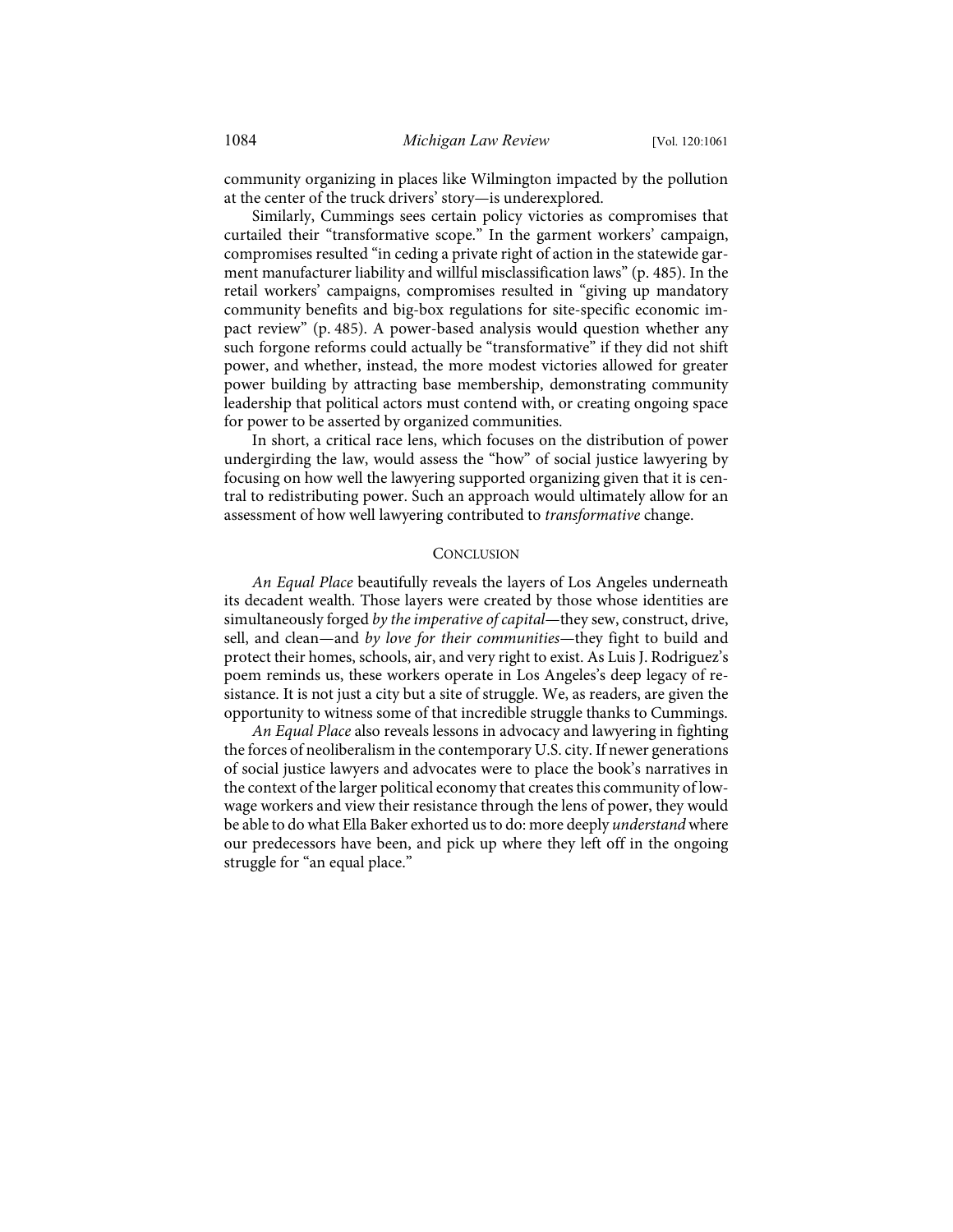community organizing in places like Wilmington impacted by the pollution at the center of the truck drivers' story—is underexplored.

Similarly, Cummings sees certain policy victories as compromises that curtailed their "transformative scope." In the garment workers' campaign, compromises resulted "in ceding a private right of action in the statewide garment manufacturer liability and willful misclassification laws" (p. 485). In the retail workers' campaigns, compromises resulted in "giving up mandatory community benefits and big-box regulations for site-specific economic impact review" (p. 485). A power-based analysis would question whether any such forgone reforms could actually be "transformative" if they did not shift power, and whether, instead, the more modest victories allowed for greater power building by attracting base membership, demonstrating community leadership that political actors must contend with, or creating ongoing space for power to be asserted by organized communities.

In short, a critical race lens, which focuses on the distribution of power undergirding the law, would assess the "how" of social justice lawyering by focusing on how well the lawyering supported organizing given that it is central to redistributing power. Such an approach would ultimately allow for an assessment of how well lawyering contributed to *transformative* change.

## Conclusion

*An Equal Place* beautifully reveals the layers of Los Angeles underneath its decadent wealth. Those layers were created by those whose identities are simultaneously forged *by the imperative of capital*—they sew, construct, drive, sell, and clean—and *by love for their communities*—they fight to build and protect their homes, schools, air, and very right to exist. As Luis J. Rodriguez's poem reminds us, these workers operate in Los Angeles's deep legacy of resistance. It is not just a city but a site of struggle. We, as readers, are given the opportunity to witness some of that incredible struggle thanks to Cummings.

*An Equal Place* also reveals lessons in advocacy and lawyering in fighting the forces of neoliberalism in the contemporary U.S. city. If newer generations of social justice lawyers and advocates were to place the book's narratives in the context of the larger political economy that creates this community of low-wage workers and view their resistance through the lens of power, they would be able to do what Ella Baker exhorted us to do: more deeply *understand* where our predecessors have been, and pick up where they left off in the ongoing struggle for "an equal place."